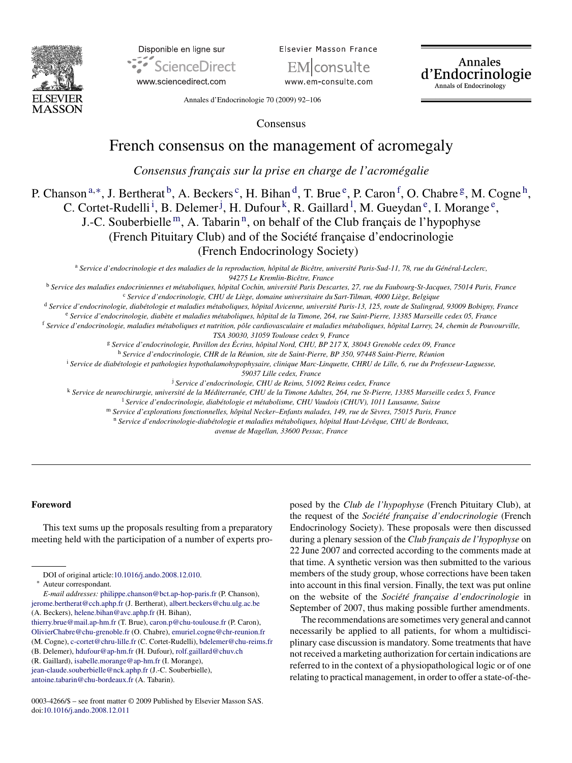Consensus

# French consensus on the management of acromegaly

*Consensus français sur la prise en charge de l'acromégalie*

P. Chanson[a,*], J. Bertherat[b], A. Beckers[c], H. Bihan[d], T. Brue[e], P. Caron[f], O. Chabre[g], M. Cogne[h], C. Cortet-Rudelli[i], B. Delemer[j], H. Dufour[k], R. Gaillard[l], M. Gueydan[e], I. Morange[e], J.-C. Souberbielle[m], A. Tabarin[n], on behalf of the Club français de l'hypophyse (French Pituitary Club) and of the Société française d'endocrinologie (French Endocrinology Society)

[a] *Service d'endocrinologie et des maladies de la reproduction, hôpital de Bicêtre, université Paris-Sud-11, 78, rue du Général-Leclerc, 94275 Le Kremlin-Bicêtre, France*

[b] *Service des maladies endocriniennes et métaboliques, hôpital Cochin, université Paris Descartes, 27, rue du Faubourg-St-Jacques, 75014 Paris, France*

[c] *Service d'endocrinologie, CHU de Liège, domaine universitaire du Sart-Tilman, 4000 Liège, Belgique*

[d] *Service d'endocrinologie, diabétologie et maladies métaboliques, hôpital Avicenne, université Paris-13, 125, route de Stalingrad, 93009 Bobigny, France*

[e] *Service d'endocrinologie, diabète et maladies métaboliques, hôpital de la Timone, 264, rue Saint-Pierre, 13385 Marseille cedex 05, France*

[f] *Service d'endocrinologie, maladies métaboliques et nutrition, pôle cardiovasculaire et maladies métaboliques, hôpital Larrey, 24, chemin de Pouvourville, TSA 30030, 31059 Toulouse cedex 9, France*

[g] *Service d'endocrinologie, Pavillon des Écrins, hôpital Nord, CHU, BP 217 X, 38043 Grenoble cedex 09, France*

[h] *Service d'endocrinologie, CHR de la Réunion, site de Saint-Pierre, BP 350, 97448 Saint-Pierre, Réunion*

[i] *Service de diabétologie et pathologies hypothalamohypophysaire, clinique Marc-Linquette, CHRU de Lille, 6, rue du Professeur-Laguesse, 59037 Lille cedex, France*

[j] *Service d'endocrinologie, CHU de Reims, 51092 Reims cedex, France*

[k] *Service de neurochirurgie, université de la Méditerranée, CHU de la Timone Adultes, 264, rue St-Pierre, 13385 Marseille cedex 5, France*

[l] *Service d'endocrinologie, diabétologie et métabolisme, CHU Vaudois (CHUV), 1011 Lausanne, Suisse*

[m] *Service d'explorations fonctionnelles, hôpital Necker–Enfants malades, 149, rue de Sèvres, 75015 Paris, France*

[n] *Service d'endocrinologie-diabétologie et maladies métaboliques, hôpital Haut-Lévêque, CHU de Bordeaux, avenue de Magellan, 33600 Pessac, France*

## Foreword

This text sums up the proposals resulting from a preparatory meeting held with the participation of a number of experts proposed by the *Club de l'hypophyse* (French Pituitary Club), at the request of the *Société française d'endocrinologie* (French Endocrinology Society). These proposals were then discussed during a plenary session of the *Club français de l'hypophyse* on 22 June 2007 and corrected according to the comments made at that time. A synthetic version was then submitted to the various members of the study group, whose corrections have been taken into account in this final version. Finally, the text was put online on the website of the *Société française d'endocrinologie* in September of 2007, thus making possible further amendments.

The recommendations are sometimes very general and cannot necessarily be applied to all patients, for whom a multidisciplinary case discussion is mandatory. Some treatments that have not received a marketing authorization for certain indications are referred to in the context of a physiopathological logic or of one relating to practical management, in order to offer a state-of-the-

---

DOI of original article:10.1016/j.ando.2008.12.010.

\* Auteur correspondant.

*E-mail addresses:* philippe.chanson@bct.ap-hop-paris.fr (P. Chanson), jerome.bertherat@cch.aphp.fr (J. Bertherat), albert.beckers@chu.ulg.ac.be (A. Beckers), helene.bihan@avc.aphp.fr (H. Bihan), thierry.brue@mail.ap-hm.fr (T. Brue), caron.p@chu-toulouse.fr (P. Caron), OlivierChabre@chu-grenoble.fr (O. Chabre), emuriel.cogne@chr-reunion.fr (M. Cogne), c-cortet@chru-lille.fr (C. Cortet-Rudelli), bdelemer@chu-reims.fr (B. Delemer), hdufour@ap-hm.fr (H. Dufour), rolf.gaillard@chuv.ch (R. Gaillard), isabelle.morange@ap-hm.fr (I. Morange), jean-claude.souberbielle@nck.aphp.fr (J.-C. Souberbielle), antoine.tabarin@chu-bordeaux.fr (A. Tabarin).

0003-4266/$ – see front matter © 2009 Published by Elsevier Masson SAS.
doi:10.1016/j.ando.2008.12.011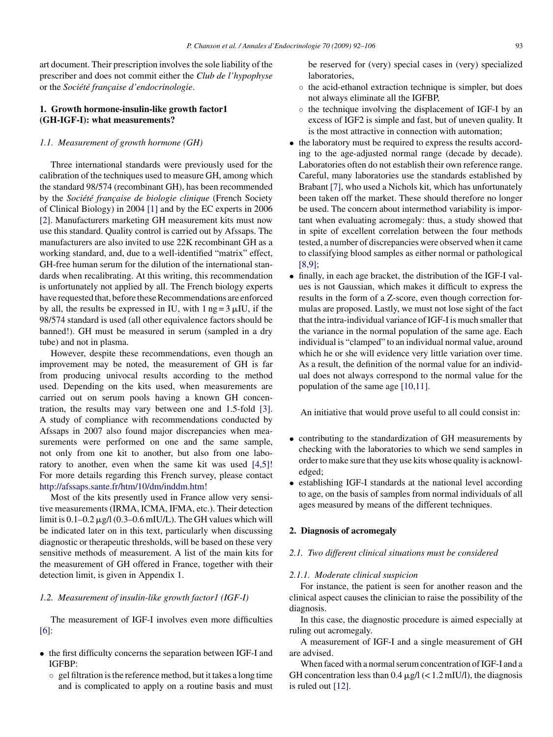art document. Their prescription involves the sole liability of the prescriber and does not commit either the *Club de l'hypophyse* or the *Société française d'endocrinologie*.

## 1. Growth hormone-insulin-like growth factor1 (GH-IGF-I): what measurements?

### *1.1. Measurement of growth hormone (GH)*

Three international standards were previously used for the calibration of the techniques used to measure GH, among which the standard 98/574 (recombinant GH), has been recommended by the *Société française de biologie clinique* (French Society of Clinical Biology) in 2004 [1] and by the EC experts in 2006 [2]. Manufacturers marketing GH measurement kits must now use this standard. Quality control is carried out by Afssaps. The manufacturers are also invited to use 22K recombinant GH as a working standard, and, due to a well-identified "matrix" effect, GH-free human serum for the dilution of the international standards when recalibrating. At this writing, this recommendation is unfortunately not applied by all. The French biology experts have requested that, before these Recommendations are enforced by all, the results be expressed in IU, with 1 ng = 3 μIU, if the 98/574 standard is used (all other equivalence factors should be banned!). GH must be measured in serum (sampled in a dry tube) and not in plasma.

However, despite these recommendations, even though an improvement may be noted, the measurement of GH is far from producing univocal results according to the method used. Depending on the kits used, when measurements are carried out on serum pools having a known GH concentration, the results may vary between one and 1.5-fold [3]. A study of compliance with recommendations conducted by Afssaps in 2007 also found major discrepancies when measurements were performed on one and the same sample, not only from one kit to another, but also from one laboratory to another, even when the same kit was used [4,5]! For more details regarding this French survey, please contact http://afssaps.sante.fr/htm/10/dm/inddm.htm!

Most of the kits presently used in France allow very sensitive measurements (IRMA, ICMA, IFMA, etc.). Their detection limit is 0.1–0.2 μg/l (0.3–0.6 mIU/L). The GH values which will be indicated later on in this text, particularly when discussing diagnostic or therapeutic thresholds, will be based on these very sensitive methods of measurement. A list of the main kits for the measurement of GH offered in France, together with their detection limit, is given in Appendix 1.

### *1.2. Measurement of insulin-like growth factor1 (IGF-I)*

The measurement of IGF-I involves even more difficulties [6]:

- the first difficulty concerns the separation between IGF-I and IGFBP:
  - gel filtration is the reference method, but it takes a long time and is complicated to apply on a routine basis and must be reserved for (very) special cases in (very) specialized laboratories,
  - the acid-ethanol extraction technique is simpler, but does not always eliminate all the IGFBP,
  - the technique involving the displacement of IGF-I by an excess of IGF2 is simple and fast, but of uneven quality. It is the most attractive in connection with automation;
- the laboratory must be required to express the results according to the age-adjusted normal range (decade by decade). Laboratories often do not establish their own reference range. Careful, many laboratories use the standards established by Brabant [7], who used a Nichols kit, which has unfortunately been taken off the market. These should therefore no longer be used. The concern about intermethod variability is important when evaluating acromegaly: thus, a study showed that in spite of excellent correlation between the four methods tested, a number of discrepancies were observed when it came to classifying blood samples as either normal or pathological [8,9];
- finally, in each age bracket, the distribution of the IGF-I values is not Gaussian, which makes it difficult to express the results in the form of a Z-score, even though correction formulas are proposed. Lastly, we must not lose sight of the fact that the intra-individual variance of IGF-I is much smaller that the variance in the normal population of the same age. Each individual is "clamped" to an individual normal value, around which he or she will evidence very little variation over time. As a result, the definition of the normal value for an individual does not always correspond to the normal value for the population of the same age [10,11].

An initiative that would prove useful to all could consist in:

- contributing to the standardization of GH measurements by checking with the laboratories to which we send samples in order to make sure that they use kits whose quality is acknowledged;
- establishing IGF-I standards at the national level according to age, on the basis of samples from normal individuals of all ages measured by means of the different techniques.

## 2. Diagnosis of acromegaly

### *2.1. Two different clinical situations must be considered*

#### *2.1.1. Moderate clinical suspicion*

For instance, the patient is seen for another reason and the clinical aspect causes the clinician to raise the possibility of the diagnosis.

In this case, the diagnostic procedure is aimed especially at ruling out acromegaly.

A measurement of IGF-I and a single measurement of GH are advised.

When faced with a normal serum concentration of IGF-I and a GH concentration less than 0.4 μg/l (< 1.2 mIU/l), the diagnosis is ruled out [12].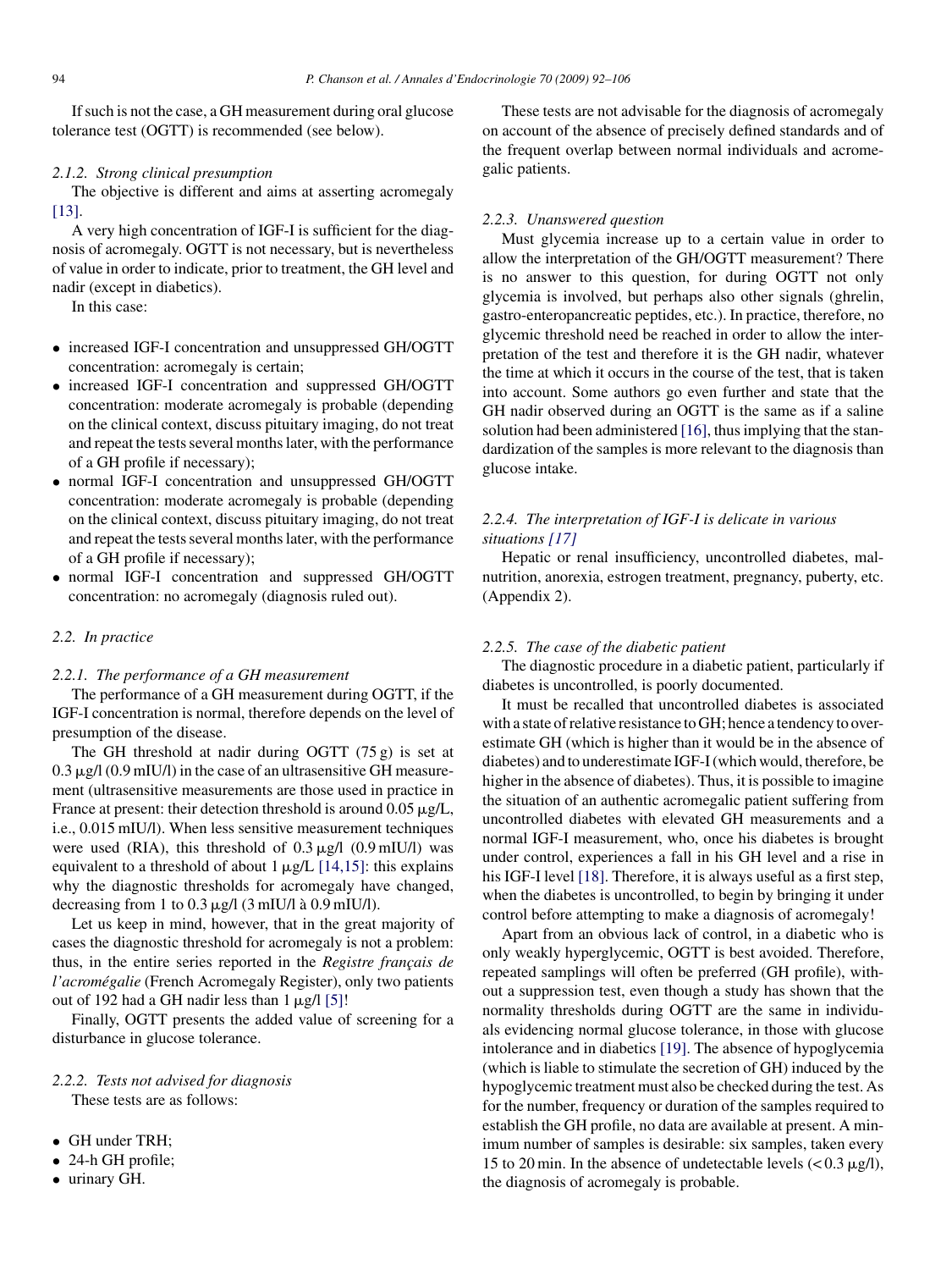If such is not the case, a GH measurement during oral glucose tolerance test (OGTT) is recommended (see below).

#### *2.1.2. Strong clinical presumption*

The objective is different and aims at asserting acromegaly [13].

A very high concentration of IGF-I is sufficient for the diagnosis of acromegaly. OGTT is not necessary, but is nevertheless of value in order to indicate, prior to treatment, the GH level and nadir (except in diabetics).

In this case:

- increased IGF-I concentration and unsuppressed GH/OGTT concentration: acromegaly is certain;
- increased IGF-I concentration and suppressed GH/OGTT concentration: moderate acromegaly is probable (depending on the clinical context, discuss pituitary imaging, do not treat and repeat the tests several months later, with the performance of a GH profile if necessary);
- normal IGF-I concentration and unsuppressed GH/OGTT concentration: moderate acromegaly is probable (depending on the clinical context, discuss pituitary imaging, do not treat and repeat the tests several months later, with the performance of a GH profile if necessary);
- normal IGF-I concentration and suppressed GH/OGTT concentration: no acromegaly (diagnosis ruled out).

### *2.2. In practice*

#### *2.2.1. The performance of a GH measurement*

The performance of a GH measurement during OGTT, if the IGF-I concentration is normal, therefore depends on the level of presumption of the disease.

The GH threshold at nadir during OGTT (75 g) is set at 0.3 μg/l (0.9 mIU/l) in the case of an ultrasensitive GH measurement (ultrasensitive measurements are those used in practice in France at present: their detection threshold is around 0.05 μg/L, i.e., 0.015 mIU/l). When less sensitive measurement techniques were used (RIA), this threshold of 0.3 μg/l (0.9 mIU/l) was equivalent to a threshold of about 1 μg/L [14,15]: this explains why the diagnostic thresholds for acromegaly have changed, decreasing from 1 to 0.3 μg/l (3 mIU/l à 0.9 mIU/l).

Let us keep in mind, however, that in the great majority of cases the diagnostic threshold for acromegaly is not a problem: thus, in the entire series reported in the *Registre français de l'acromégalie* (French Acromegaly Register), only two patients out of 192 had a GH nadir less than 1 μg/l [5]!

Finally, OGTT presents the added value of screening for a disturbance in glucose tolerance.

#### *2.2.2. Tests not advised for diagnosis*

These tests are as follows:

- GH under TRH;
- 24-h GH profile;
- urinary GH.

These tests are not advisable for the diagnosis of acromegaly on account of the absence of precisely defined standards and of the frequent overlap between normal individuals and acromegalic patients.

#### *2.2.3. Unanswered question*

Must glycemia increase up to a certain value in order to allow the interpretation of the GH/OGTT measurement? There is no answer to this question, for during OGTT not only glycemia is involved, but perhaps also other signals (ghrelin, gastro-enteropancreatic peptides, etc.). In practice, therefore, no glycemic threshold need be reached in order to allow the interpretation of the test and therefore it is the GH nadir, whatever the time at which it occurs in the course of the test, that is taken into account. Some authors go even further and state that the GH nadir observed during an OGTT is the same as if a saline solution had been administered [16], thus implying that the standardization of the samples is more relevant to the diagnosis than glucose intake.

#### *2.2.4. The interpretation of IGF-I is delicate in various situations [17]*

Hepatic or renal insufficiency, uncontrolled diabetes, malnutrition, anorexia, estrogen treatment, pregnancy, puberty, etc. (Appendix 2).

#### *2.2.5. The case of the diabetic patient*

The diagnostic procedure in a diabetic patient, particularly if diabetes is uncontrolled, is poorly documented.

It must be recalled that uncontrolled diabetes is associated with a state of relative resistance to GH; hence a tendency to overestimate GH (which is higher than it would be in the absence of diabetes) and to underestimate IGF-I (which would, therefore, be higher in the absence of diabetes). Thus, it is possible to imagine the situation of an authentic acromegalic patient suffering from uncontrolled diabetes with elevated GH measurements and a normal IGF-I measurement, who, once his diabetes is brought under control, experiences a fall in his GH level and a rise in his IGF-I level [18]. Therefore, it is always useful as a first step, when the diabetes is uncontrolled, to begin by bringing it under control before attempting to make a diagnosis of acromegaly!

Apart from an obvious lack of control, in a diabetic who is only weakly hyperglycemic, OGTT is best avoided. Therefore, repeated samplings will often be preferred (GH profile), without a suppression test, even though a study has shown that the normality thresholds during OGTT are the same in individuals evidencing normal glucose tolerance, in those with glucose intolerance and in diabetics [19]. The absence of hypoglycemia (which is liable to stimulate the secretion of GH) induced by the hypoglycemic treatment must also be checked during the test. As for the number, frequency or duration of the samples required to establish the GH profile, no data are available at present. A minimum number of samples is desirable: six samples, taken every 15 to 20 min. In the absence of undetectable levels (< 0.3 μg/l), the diagnosis of acromegaly is probable.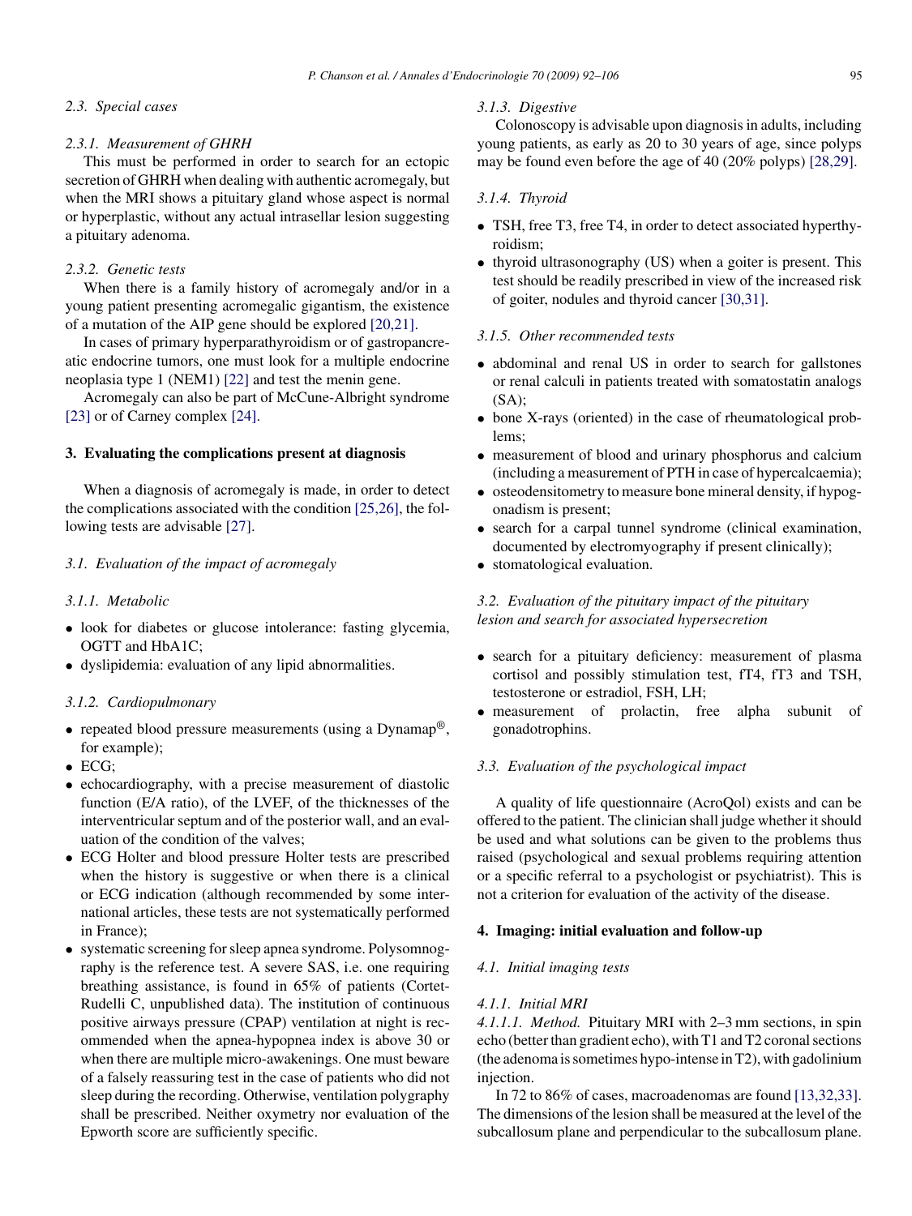### 2.3. Special cases

#### 2.3.1. Measurement of GHRH

This must be performed in order to search for an ectopic secretion of GHRH when dealing with authentic acromegaly, but when the MRI shows a pituitary gland whose aspect is normal or hyperplastic, without any actual intrasellar lesion suggesting a pituitary adenoma.

#### 2.3.2. Genetic tests

When there is a family history of acromegaly and/or in a young patient presenting acromegalic gigantism, the existence of a mutation of the AIP gene should be explored [20,21].

In cases of primary hyperparathyroidism or of gastropancreatic endocrine tumors, one must look for a multiple endocrine neoplasia type 1 (NEM1) [22] and test the menin gene.

Acromegaly can also be part of McCune-Albright syndrome [23] or of Carney complex [24].

## 3. Evaluating the complications present at diagnosis

When a diagnosis of acromegaly is made, in order to detect the complications associated with the condition [25,26], the following tests are advisable [27].

### 3.1. Evaluation of the impact of acromegaly

#### 3.1.1. Metabolic

- look for diabetes or glucose intolerance: fasting glycemia, OGTT and HbA1C;
- dyslipidemia: evaluation of any lipid abnormalities.

#### 3.1.2. Cardiopulmonary

- repeated blood pressure measurements (using a Dynamap®, for example);
- ECG;
- echocardiography, with a precise measurement of diastolic function (E/A ratio), of the LVEF, of the thicknesses of the interventricular septum and of the posterior wall, and an evaluation of the condition of the valves;
- ECG Holter and blood pressure Holter tests are prescribed when the history is suggestive or when there is a clinical or ECG indication (although recommended by some international articles, these tests are not systematically performed in France);
- systematic screening for sleep apnea syndrome. Polysomnography is the reference test. A severe SAS, i.e. one requiring breathing assistance, is found in 65% of patients (Cortet-Rudelli C, unpublished data). The institution of continuous positive airways pressure (CPAP) ventilation at night is recommended when the apnea-hypopnea index is above 30 or when there are multiple micro-awakenings. One must beware of a falsely reassuring test in the case of patients who did not sleep during the recording. Otherwise, ventilation polygraphy shall be prescribed. Neither oxymetry nor evaluation of the Epworth score are sufficiently specific.

#### 3.1.3. Digestive

Colonoscopy is advisable upon diagnosis in adults, including young patients, as early as 20 to 30 years of age, since polyps may be found even before the age of 40 (20% polyps) [28,29].

#### 3.1.4. Thyroid

- TSH, free T3, free T4, in order to detect associated hyperthyroidism;
- thyroid ultrasonography (US) when a goiter is present. This test should be readily prescribed in view of the increased risk of goiter, nodules and thyroid cancer [30,31].

#### 3.1.5. Other recommended tests

- abdominal and renal US in order to search for gallstones or renal calculi in patients treated with somatostatin analogs (SA);
- bone X-rays (oriented) in the case of rheumatological problems;
- measurement of blood and urinary phosphorus and calcium (including a measurement of PTH in case of hypercalcaemia);
- osteodensitometry to measure bone mineral density, if hypogonadism is present;
- search for a carpal tunnel syndrome (clinical examination, documented by electromyography if present clinically);
- stomatological evaluation.

### 3.2. Evaluation of the pituitary impact of the pituitary lesion and search for associated hypersecretion

- search for a pituitary deficiency: measurement of plasma cortisol and possibly stimulation test, fT4, fT3 and TSH, testosterone or estradiol, FSH, LH;
- measurement of prolactin, free alpha subunit of gonadotrophins.

### 3.3. Evaluation of the psychological impact

A quality of life questionnaire (AcroQol) exists and can be offered to the patient. The clinician shall judge whether it should be used and what solutions can be given to the problems thus raised (psychological and sexual problems requiring attention or a specific referral to a psychologist or psychiatrist). This is not a criterion for evaluation of the activity of the disease.

## 4. Imaging: initial evaluation and follow-up

### 4.1. Initial imaging tests

#### 4.1.1. Initial MRI

*4.1.1.1. Method.* Pituitary MRI with 2–3 mm sections, in spin echo (better than gradient echo), with T1 and T2 coronal sections (the adenoma is sometimes hypo-intense in T2), with gadolinium injection.

In 72 to 86% of cases, macroadenomas are found [13,32,33]. The dimensions of the lesion shall be measured at the level of the subcallosum plane and perpendicular to the subcallosum plane.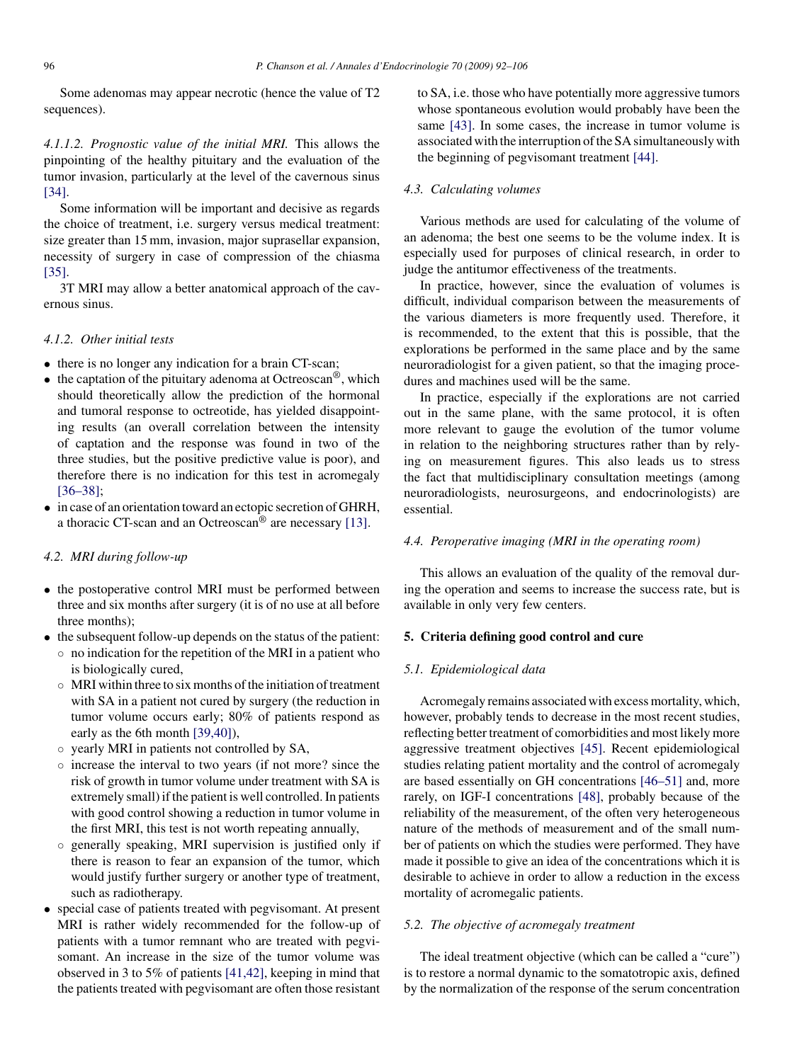Some adenomas may appear necrotic (hence the value of T2 sequences).

*4.1.1.2. Prognostic value of the initial MRI.* This allows the pinpointing of the healthy pituitary and the evaluation of the tumor invasion, particularly at the level of the cavernous sinus [34].

Some information will be important and decisive as regards the choice of treatment, i.e. surgery versus medical treatment: size greater than 15 mm, invasion, major suprasellar expansion, necessity of surgery in case of compression of the chiasma [35].

3T MRI may allow a better anatomical approach of the cavernous sinus.

#### *4.1.2. Other initial tests*

- there is no longer any indication for a brain CT-scan;
- the captation of the pituitary adenoma at Octreoscan®, which should theoretically allow the prediction of the hormonal and tumoral response to octreotide, has yielded disappointing results (an overall correlation between the intensity of captation and the response was found in two of the three studies, but the positive predictive value is poor), and therefore there is no indication for this test in acromegaly [36–38];
- in case of an orientation toward an ectopic secretion of GHRH, a thoracic CT-scan and an Octreoscan® are necessary [13].

### *4.2. MRI during follow-up*

- the postoperative control MRI must be performed between three and six months after surgery (it is of no use at all before three months);
- the subsequent follow-up depends on the status of the patient:
  - no indication for the repetition of the MRI in a patient who is biologically cured,
  - MRI within three to six months of the initiation of treatment with SA in a patient not cured by surgery (the reduction in tumor volume occurs early; 80% of patients respond as early as the 6th month [39,40]),
  - yearly MRI in patients not controlled by SA,
  - increase the interval to two years (if not more? since the risk of growth in tumor volume under treatment with SA is extremely small) if the patient is well controlled. In patients with good control showing a reduction in tumor volume in the first MRI, this test is not worth repeating annually,
  - generally speaking, MRI supervision is justified only if there is reason to fear an expansion of the tumor, which would justify further surgery or another type of treatment, such as radiotherapy.
- special case of patients treated with pegvisomant. At present MRI is rather widely recommended for the follow-up of patients with a tumor remnant who are treated with pegvisomant. An increase in the size of the tumor volume was observed in 3 to 5% of patients [41,42], keeping in mind that the patients treated with pegvisomant are often those resistant to SA, i.e. those who have potentially more aggressive tumors whose spontaneous evolution would probably have been the same [43]. In some cases, the increase in tumor volume is associated with the interruption of the SA simultaneously with the beginning of pegvisomant treatment [44].

### *4.3. Calculating volumes*

Various methods are used for calculating of the volume of an adenoma; the best one seems to be the volume index. It is especially used for purposes of clinical research, in order to judge the antitumor effectiveness of the treatments.

In practice, however, since the evaluation of volumes is difficult, individual comparison between the measurements of the various diameters is more frequently used. Therefore, it is recommended, to the extent that this is possible, that the explorations be performed in the same place and by the same neuroradiologist for a given patient, so that the imaging procedures and machines used will be the same.

In practice, especially if the explorations are not carried out in the same plane, with the same protocol, it is often more relevant to gauge the evolution of the tumor volume in relation to the neighboring structures rather than by relying on measurement figures. This also leads us to stress the fact that multidisciplinary consultation meetings (among neuroradiologists, neurosurgeons, and endocrinologists) are essential.

### *4.4. Peroperative imaging (MRI in the operating room)*

This allows an evaluation of the quality of the removal during the operation and seems to increase the success rate, but is available in only very few centers.

## 5. Criteria defining good control and cure

### *5.1. Epidemiological data*

Acromegaly remains associated with excess mortality, which, however, probably tends to decrease in the most recent studies, reflecting better treatment of comorbidities and most likely more aggressive treatment objectives [45]. Recent epidemiological studies relating patient mortality and the control of acromegaly are based essentially on GH concentrations [46–51] and, more rarely, on IGF-I concentrations [48], probably because of the reliability of the measurement, of the often very heterogeneous nature of the methods of measurement and of the small number of patients on which the studies were performed. They have made it possible to give an idea of the concentrations which it is desirable to achieve in order to allow a reduction in the excess mortality of acromegalic patients.

### *5.2. The objective of acromegaly treatment*

The ideal treatment objective (which can be called a "cure") is to restore a normal dynamic to the somatotropic axis, defined by the normalization of the response of the serum concentration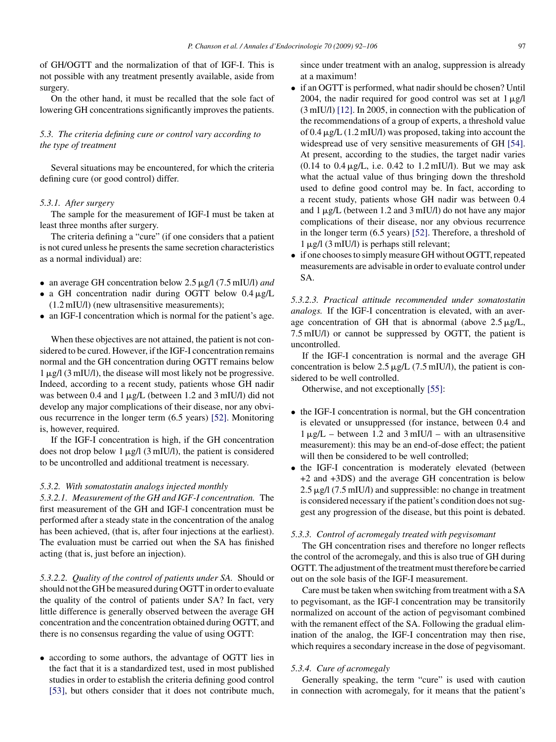of GH/OGTT and the normalization of that of IGF-I. This is not possible with any treatment presently available, aside from surgery.

On the other hand, it must be recalled that the sole fact of lowering GH concentrations significantly improves the patients.

### 5.3. The criteria defining cure or control vary according to the type of treatment

Several situations may be encountered, for which the criteria defining cure (or good control) differ.

#### 5.3.1. After surgery

The sample for the measurement of IGF-I must be taken at least three months after surgery.

The criteria defining a "cure" (if one considers that a patient is not cured unless he presents the same secretion characteristics as a normal individual) are:

- an average GH concentration below 2.5 μg/l (7.5 mIU/l) *and*
- a GH concentration nadir during OGTT below 0.4 μg/L (1.2 mIU/l) (new ultrasensitive measurements);
- an IGF-I concentration which is normal for the patient's age.

When these objectives are not attained, the patient is not considered to be cured. However, if the IGF-I concentration remains normal and the GH concentration during OGTT remains below 1 μg/l (3 mIU/l), the disease will most likely not be progressive. Indeed, according to a recent study, patients whose GH nadir was between 0.4 and 1 μg/L (between 1.2 and 3 mIU/l) did not develop any major complications of their disease, nor any obvious recurrence in the longer term (6.5 years) [52]. Monitoring is, however, required.

If the IGF-I concentration is high, if the GH concentration does not drop below 1 μg/l (3 mIU/l), the patient is considered to be uncontrolled and additional treatment is necessary.

#### 5.3.2. With somatostatin analogs injected monthly

*5.3.2.1. Measurement of the GH and IGF-I concentration.* The first measurement of the GH and IGF-I concentration must be performed after a steady state in the concentration of the analog has been achieved, (that is, after four injections at the earliest). The evaluation must be carried out when the SA has finished acting (that is, just before an injection).

*5.3.2.2. Quality of the control of patients under SA.* Should or should not the GH be measured during OGTT in order to evaluate the quality of the control of patients under SA? In fact, very little difference is generally observed between the average GH concentration and the concentration obtained during OGTT, and there is no consensus regarding the value of using OGTT:

- according to some authors, the advantage of OGTT lies in the fact that it is a standardized test, used in most published studies in order to establish the criteria defining good control [53], but others consider that it does not contribute much, since under treatment with an analog, suppression is already at a maximum!
- if an OGTT is performed, what nadir should be chosen? Until 2004, the nadir required for good control was set at 1 μg/l (3 mIU/l) [12]. In 2005, in connection with the publication of the recommendations of a group of experts, a threshold value of 0.4 μg/L (1.2 mIU/l) was proposed, taking into account the widespread use of very sensitive measurements of GH [54]. At present, according to the studies, the target nadir varies (0.14 to 0.4 μg/L, i.e. 0.42 to 1.2 mIU/l). But we may ask what the actual value of thus bringing down the threshold used to define good control may be. In fact, according to a recent study, patients whose GH nadir was between 0.4 and 1 μg/L (between 1.2 and 3 mIU/l) do not have any major complications of their disease, nor any obvious recurrence in the longer term (6.5 years) [52]. Therefore, a threshold of 1 μg/l (3 mIU/l) is perhaps still relevant;
- if one chooses to simply measure GH without OGTT, repeated measurements are advisable in order to evaluate control under SA.

*5.3.2.3. Practical attitude recommended under somatostatin analogs.* If the IGF-I concentration is elevated, with an average concentration of GH that is abnormal (above 2.5 μg/L, 7.5 mIU/l) or cannot be suppressed by OGTT, the patient is uncontrolled.

If the IGF-I concentration is normal and the average GH concentration is below 2.5 μg/L (7.5 mIU/l), the patient is considered to be well controlled.

Otherwise, and not exceptionally [55]:

- the IGF-I concentration is normal, but the GH concentration is elevated or unsuppressed (for instance, between 0.4 and 1 μg/L – between 1.2 and 3 mIU/l – with an ultrasensitive measurement): this may be an end-of-dose effect; the patient will then be considered to be well controlled;
- the IGF-I concentration is moderately elevated (between +2 and +3DS) and the average GH concentration is below 2.5 μg/l (7.5 mIU/l) and suppressible: no change in treatment is considered necessary if the patient's condition does not suggest any progression of the disease, but this point is debated.

#### 5.3.3. Control of acromegaly treated with pegvisomant

The GH concentration rises and therefore no longer reflects the control of the acromegaly, and this is also true of GH during OGTT. The adjustment of the treatment must therefore be carried out on the sole basis of the IGF-I measurement.

Care must be taken when switching from treatment with a SA to pegvisomant, as the IGF-I concentration may be transitorily normalized on account of the action of pegvisomant combined with the remanent effect of the SA. Following the gradual elimination of the analog, the IGF-I concentration may then rise, which requires a secondary increase in the dose of pegvisomant.

#### 5.3.4. Cure of acromegaly

Generally speaking, the term "cure" is used with caution in connection with acromegaly, for it means that the patient's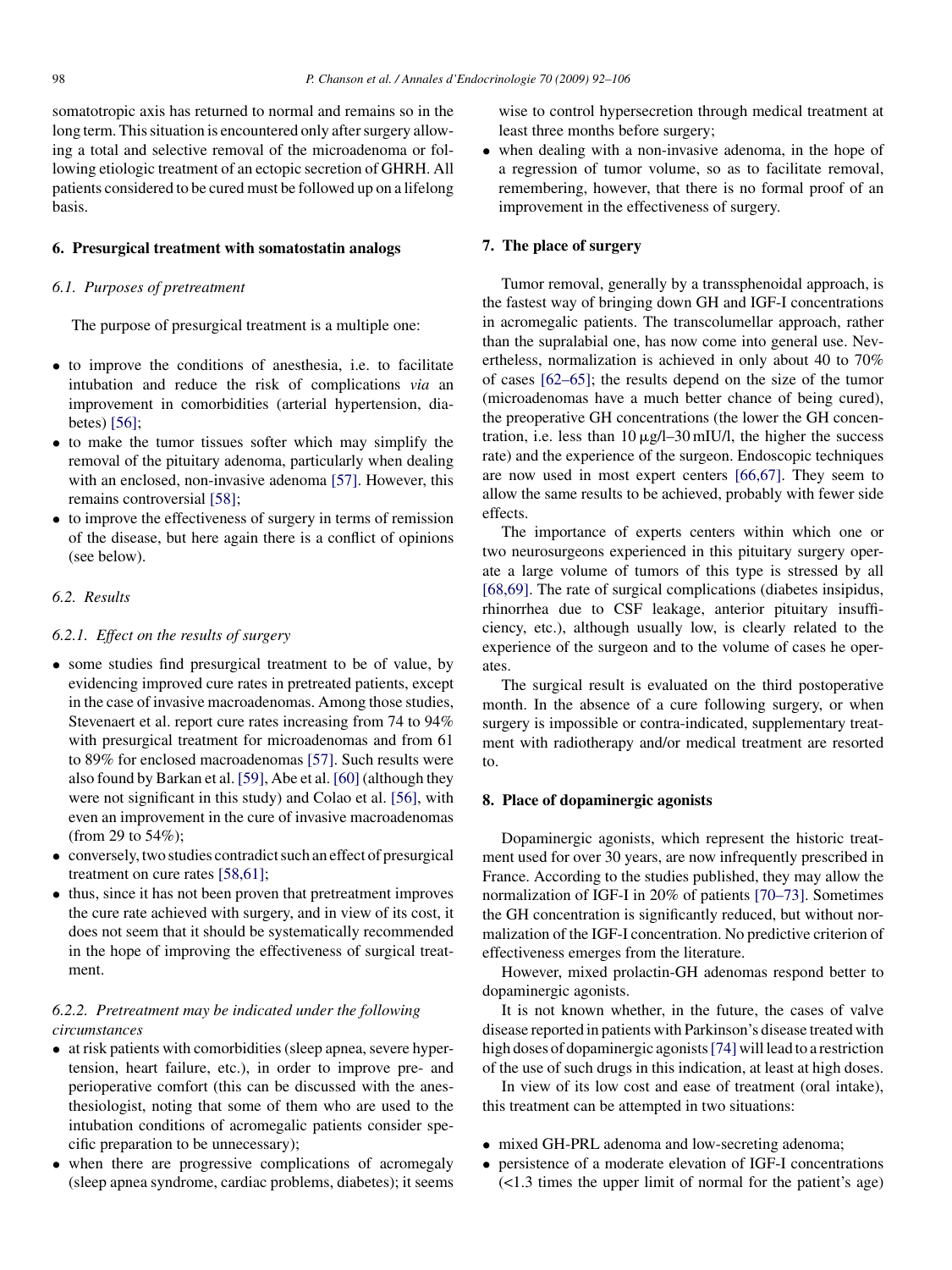somatotropic axis has returned to normal and remains so in the long term. This situation is encountered only after surgery allowing a total and selective removal of the microadenoma or following etiologic treatment of an ectopic secretion of GHRH. All patients considered to be cured must be followed up on a lifelong basis.

## 6. Presurgical treatment with somatostatin analogs

### *6.1. Purposes of pretreatment*

The purpose of presurgical treatment is a multiple one:

- to improve the conditions of anesthesia, i.e. to facilitate intubation and reduce the risk of complications *via* an improvement in comorbidities (arterial hypertension, diabetes) [56];
- to make the tumor tissues softer which may simplify the removal of the pituitary adenoma, particularly when dealing with an enclosed, non-invasive adenoma [57]. However, this remains controversial [58];
- to improve the effectiveness of surgery in terms of remission of the disease, but here again there is a conflict of opinions (see below).

### *6.2. Results*

#### *6.2.1. Effect on the results of surgery*

- some studies find presurgical treatment to be of value, by evidencing improved cure rates in pretreated patients, except in the case of invasive macroadenomas. Among those studies, Stevenaert et al. report cure rates increasing from 74 to 94% with presurgical treatment for microadenomas and from 61 to 89% for enclosed macroadenomas [57]. Such results were also found by Barkan et al. [59], Abe et al. [60] (although they were not significant in this study) and Colao et al. [56], with even an improvement in the cure of invasive macroadenomas (from 29 to 54%);
- conversely, two studies contradict such an effect of presurgical treatment on cure rates [58,61];
- thus, since it has not been proven that pretreatment improves the cure rate achieved with surgery, and in view of its cost, it does not seem that it should be systematically recommended in the hope of improving the effectiveness of surgical treatment.

#### *6.2.2. Pretreatment may be indicated under the following circumstances*

- at risk patients with comorbidities (sleep apnea, severe hypertension, heart failure, etc.), in order to improve pre- and perioperative comfort (this can be discussed with the anesthesiologist, noting that some of them who are used to the intubation conditions of acromegalic patients consider specific preparation to be unnecessary);
- when there are progressive complications of acromegaly (sleep apnea syndrome, cardiac problems, diabetes); it seems wise to control hypersecretion through medical treatment at least three months before surgery;
- when dealing with a non-invasive adenoma, in the hope of a regression of tumor volume, so as to facilitate removal, remembering, however, that there is no formal proof of an improvement in the effectiveness of surgery.

## 7. The place of surgery

Tumor removal, generally by a transsphenoidal approach, is the fastest way of bringing down GH and IGF-I concentrations in acromegalic patients. The transcolumellar approach, rather than the supralabial one, has now come into general use. Nevertheless, normalization is achieved in only about 40 to 70% of cases [62–65]; the results depend on the size of the tumor (microadenomas have a much better chance of being cured), the preoperative GH concentrations (the lower the GH concentration, i.e. less than 10 μg/l–30 mIU/l, the higher the success rate) and the experience of the surgeon. Endoscopic techniques are now used in most expert centers [66,67]. They seem to allow the same results to be achieved, probably with fewer side effects.

The importance of experts centers within which one or two neurosurgeons experienced in this pituitary surgery operate a large volume of tumors of this type is stressed by all [68,69]. The rate of surgical complications (diabetes insipidus, rhinorrhea due to CSF leakage, anterior pituitary insufficiency, etc.), although usually low, is clearly related to the experience of the surgeon and to the volume of cases he operates.

The surgical result is evaluated on the third postoperative month. In the absence of a cure following surgery, or when surgery is impossible or contra-indicated, supplementary treatment with radiotherapy and/or medical treatment are resorted to.

## 8. Place of dopaminergic agonists

Dopaminergic agonists, which represent the historic treatment used for over 30 years, are now infrequently prescribed in France. According to the studies published, they may allow the normalization of IGF-I in 20% of patients [70–73]. Sometimes the GH concentration is significantly reduced, but without normalization of the IGF-I concentration. No predictive criterion of effectiveness emerges from the literature.

However, mixed prolactin-GH adenomas respond better to dopaminergic agonists.

It is not known whether, in the future, the cases of valve disease reported in patients with Parkinson's disease treated with high doses of dopaminergic agonists [74] will lead to a restriction of the use of such drugs in this indication, at least at high doses.

In view of its low cost and ease of treatment (oral intake), this treatment can be attempted in two situations:

- mixed GH-PRL adenoma and low-secreting adenoma;
- persistence of a moderate elevation of IGF-I concentrations (<1.3 times the upper limit of normal for the patient's age)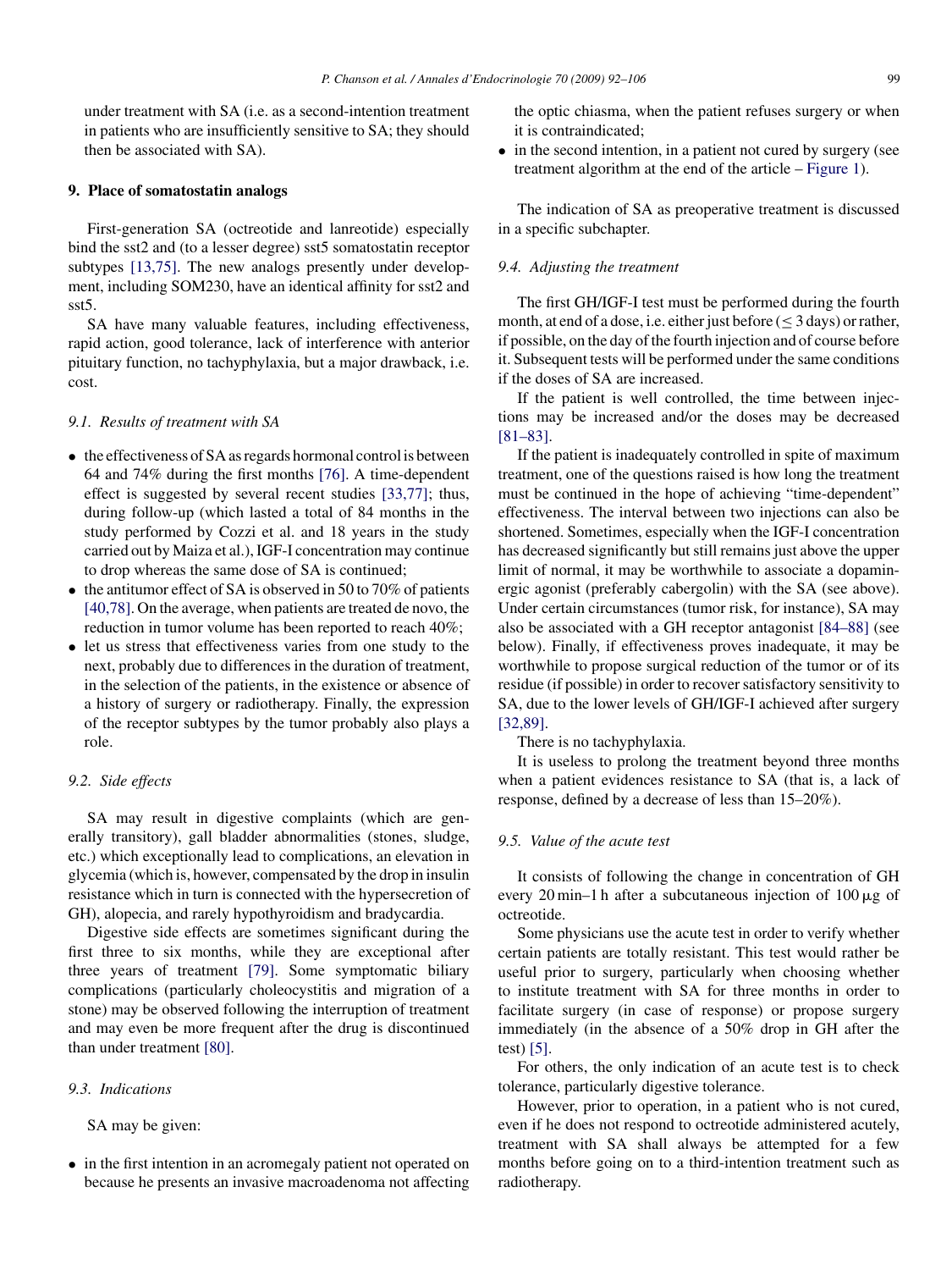under treatment with SA (i.e. as a second-intention treatment in patients who are insufficiently sensitive to SA; they should then be associated with SA).

## 9. Place of somatostatin analogs

First-generation SA (octreotide and lanreotide) especially bind the sst2 and (to a lesser degree) sst5 somatostatin receptor subtypes [13,75]. The new analogs presently under development, including SOM230, have an identical affinity for sst2 and sst5.

SA have many valuable features, including effectiveness, rapid action, good tolerance, lack of interference with anterior pituitary function, no tachyphylaxia, but a major drawback, i.e. cost.

### 9.1. Results of treatment with SA

- the effectiveness of SA as regards hormonal control is between 64 and 74% during the first months [76]. A time-dependent effect is suggested by several recent studies [33,77]; thus, during follow-up (which lasted a total of 84 months in the study performed by Cozzi et al. and 18 years in the study carried out by Maiza et al.), IGF-I concentration may continue to drop whereas the same dose of SA is continued;
- the antitumor effect of SA is observed in 50 to 70% of patients [40,78]. On the average, when patients are treated de novo, the reduction in tumor volume has been reported to reach 40%;
- let us stress that effectiveness varies from one study to the next, probably due to differences in the duration of treatment, in the selection of the patients, in the existence or absence of a history of surgery or radiotherapy. Finally, the expression of the receptor subtypes by the tumor probably also plays a role.

### 9.2. Side effects

SA may result in digestive complaints (which are generally transitory), gall bladder abnormalities (stones, sludge, etc.) which exceptionally lead to complications, an elevation in glycemia (which is, however, compensated by the drop in insulin resistance which in turn is connected with the hypersecretion of GH), alopecia, and rarely hypothyroidism and bradycardia.

Digestive side effects are sometimes significant during the first three to six months, while they are exceptional after three years of treatment [79]. Some symptomatic biliary complications (particularly choleocystitis and migration of a stone) may be observed following the interruption of treatment and may even be more frequent after the drug is discontinued than under treatment [80].

### 9.3. Indications

SA may be given:

- in the first intention in an acromegaly patient not operated on because he presents an invasive macroadenoma not affecting the optic chiasma, when the patient refuses surgery or when it is contraindicated;
- in the second intention, in a patient not cured by surgery (see treatment algorithm at the end of the article – Figure 1).

The indication of SA as preoperative treatment is discussed in a specific subchapter.

### 9.4. Adjusting the treatment

The first GH/IGF-I test must be performed during the fourth month, at end of a dose, i.e. either just before ($\leq$ 3 days) or rather, if possible, on the day of the fourth injection and of course before it. Subsequent tests will be performed under the same conditions if the doses of SA are increased.

If the patient is well controlled, the time between injections may be increased and/or the doses may be decreased [81–83].

If the patient is inadequately controlled in spite of maximum treatment, one of the questions raised is how long the treatment must be continued in the hope of achieving "time-dependent" effectiveness. The interval between two injections can also be shortened. Sometimes, especially when the IGF-I concentration has decreased significantly but still remains just above the upper limit of normal, it may be worthwhile to associate a dopaminergic agonist (preferably cabergolin) with the SA (see above). Under certain circumstances (tumor risk, for instance), SA may also be associated with a GH receptor antagonist [84–88] (see below). Finally, if effectiveness proves inadequate, it may be worthwhile to propose surgical reduction of the tumor or of its residue (if possible) in order to recover satisfactory sensitivity to SA, due to the lower levels of GH/IGF-I achieved after surgery [32,89].

There is no tachyphylaxia.

It is useless to prolong the treatment beyond three months when a patient evidences resistance to SA (that is, a lack of response, defined by a decrease of less than 15–20%).

### 9.5. Value of the acute test

It consists of following the change in concentration of GH every 20 min–1 h after a subcutaneous injection of 100 μg of octreotide.

Some physicians use the acute test in order to verify whether certain patients are totally resistant. This test would rather be useful prior to surgery, particularly when choosing whether to institute treatment with SA for three months in order to facilitate surgery (in case of response) or propose surgery immediately (in the absence of a 50% drop in GH after the test) [5].

For others, the only indication of an acute test is to check tolerance, particularly digestive tolerance.

However, prior to operation, in a patient who is not cured, even if he does not respond to octreotide administered acutely, treatment with SA shall always be attempted for a few months before going on to a third-intention treatment such as radiotherapy.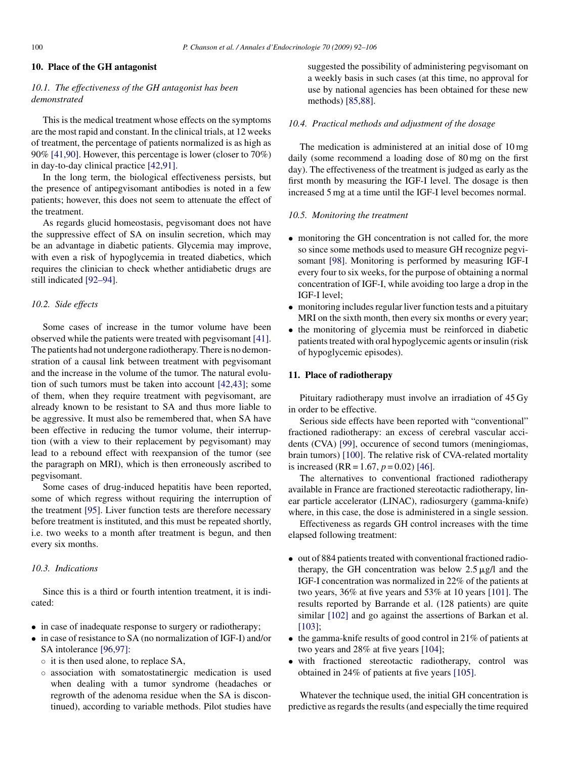## 10. Place of the GH antagonist

### 10.1. The effectiveness of the GH antagonist has been demonstrated

This is the medical treatment whose effects on the symptoms are the most rapid and constant. In the clinical trials, at 12 weeks of treatment, the percentage of patients normalized is as high as 90% [41,90]. However, this percentage is lower (closer to 70%) in day-to-day clinical practice [42,91].

In the long term, the biological effectiveness persists, but the presence of antipegvisomant antibodies is noted in a few patients; however, this does not seem to attenuate the effect of the treatment.

As regards glucid homeostasis, pegvisomant does not have the suppressive effect of SA on insulin secretion, which may be an advantage in diabetic patients. Glycemia may improve, with even a risk of hypoglycemia in treated diabetics, which requires the clinician to check whether antidiabetic drugs are still indicated [92–94].

### 10.2. Side effects

Some cases of increase in the tumor volume have been observed while the patients were treated with pegvisomant [41]. The patients had not undergone radiotherapy. There is no demonstration of a causal link between treatment with pegvisomant and the increase in the volume of the tumor. The natural evolution of such tumors must be taken into account [42,43]; some of them, when they require treatment with pegvisomant, are already known to be resistant to SA and thus more liable to be aggressive. It must also be remembered that, when SA have been effective in reducing the tumor volume, their interruption (with a view to their replacement by pegvisomant) may lead to a rebound effect with reexpansion of the tumor (see the paragraph on MRI), which is then erroneously ascribed to pegvisomant.

Some cases of drug-induced hepatitis have been reported, some of which regress without requiring the interruption of the treatment [95]. Liver function tests are therefore necessary before treatment is instituted, and this must be repeated shortly, i.e. two weeks to a month after treatment is begun, and then every six months.

### 10.3. Indications

Since this is a third or fourth intention treatment, it is indicated:

- in case of inadequate response to surgery or radiotherapy;
- in case of resistance to SA (no normalization of IGF-I) and/or SA intolerance [96,97]:
  - it is then used alone, to replace SA,
  - association with somatostatinergic medication is used when dealing with a tumor syndrome (headaches or regrowth of the adenoma residue when the SA is discontinued), according to variable methods. Pilot studies have suggested the possibility of administering pegvisomant on a weekly basis in such cases (at this time, no approval for use by national agencies has been obtained for these new methods) [85,88].

### 10.4. Practical methods and adjustment of the dosage

The medication is administered at an initial dose of 10 mg daily (some recommend a loading dose of 80 mg on the first day). The effectiveness of the treatment is judged as early as the first month by measuring the IGF-I level. The dosage is then increased 5 mg at a time until the IGF-I level becomes normal.

### 10.5. Monitoring the treatment

- monitoring the GH concentration is not called for, the more so since some methods used to measure GH recognize pegvisomant [98]. Monitoring is performed by measuring IGF-I every four to six weeks, for the purpose of obtaining a normal concentration of IGF-I, while avoiding too large a drop in the IGF-I level;
- monitoring includes regular liver function tests and a pituitary MRI on the sixth month, then every six months or every year;
- the monitoring of glycemia must be reinforced in diabetic patients treated with oral hypoglycemic agents or insulin (risk of hypoglycemic episodes).

## 11. Place of radiotherapy

Pituitary radiotherapy must involve an irradiation of 45 Gy in order to be effective.

Serious side effects have been reported with "conventional" fractioned radiotherapy: an excess of cerebral vascular accidents (CVA) [99], occurence of second tumors (meningiomas, brain tumors) [100]. The relative risk of CVA-related mortality is increased (RR = 1.67, $p = 0.02$) [46].

The alternatives to conventional fractioned radiotherapy available in France are fractioned stereotactic radiotherapy, linear particle accelerator (LINAC), radiosurgery (gamma-knife) where, in this case, the dose is administered in a single session.

Effectiveness as regards GH control increases with the time elapsed following treatment:

- out of 884 patients treated with conventional fractioned radiotherapy, the GH concentration was below 2.5 μg/l and the IGF-I concentration was normalized in 22% of the patients at two years, 36% at five years and 53% at 10 years [101]. The results reported by Barrande et al. (128 patients) are quite similar [102] and go against the assertions of Barkan et al. [103];
- the gamma-knife results of good control in 21% of patients at two years and 28% at five years [104];
- with fractioned stereotactic radiotherapy, control was obtained in 24% of patients at five years [105].

Whatever the technique used, the initial GH concentration is predictive as regards the results (and especially the time required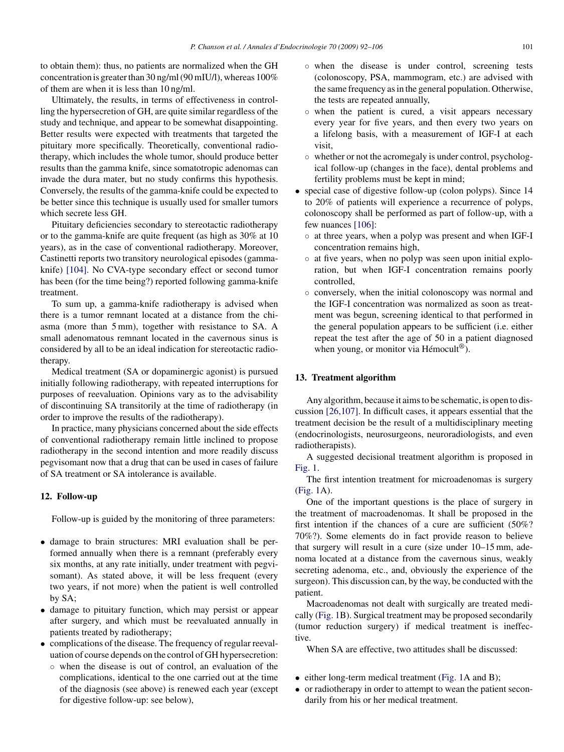to obtain them): thus, no patients are normalized when the GH concentration is greater than 30 ng/ml (90 mIU/l), whereas 100% of them are when it is less than 10 ng/ml.

Ultimately, the results, in terms of effectiveness in controlling the hypersecretion of GH, are quite similar regardless of the study and technique, and appear to be somewhat disappointing. Better results were expected with treatments that targeted the pituitary more specifically. Theoretically, conventional radiotherapy, which includes the whole tumor, should produce better results than the gamma knife, since somatotropic adenomas can invade the dura mater, but no study confirms this hypothesis. Conversely, the results of the gamma-knife could be expected to be better since this technique is usually used for smaller tumors which secrete less GH.

Pituitary deficiencies secondary to stereotactic radiotherapy or to the gamma-knife are quite frequent (as high as 30% at 10 years), as in the case of conventional radiotherapy. Moreover, Castinetti reports two transitory neurological episodes (gamma-knife) [104]. No CVA-type secondary effect or second tumor has been (for the time being?) reported following gamma-knife treatment.

To sum up, a gamma-knife radiotherapy is advised when there is a tumor remnant located at a distance from the chiasma (more than 5 mm), together with resistance to SA. A small adenomatous remnant located in the cavernous sinus is considered by all to be an ideal indication for stereotactic radiotherapy.

Medical treatment (SA or dopaminergic agonist) is pursued initially following radiotherapy, with repeated interruptions for purposes of reevaluation. Opinions vary as to the advisability of discontinuing SA transitorily at the time of radiotherapy (in order to improve the results of the radiotherapy).

In practice, many physicians concerned about the side effects of conventional radiotherapy remain little inclined to propose radiotherapy in the second intention and more readily discuss pegvisomant now that a drug that can be used in cases of failure of SA treatment or SA intolerance is available.

## 12. Follow-up

Follow-up is guided by the monitoring of three parameters:

- damage to brain structures: MRI evaluation shall be performed annually when there is a remnant (preferably every six months, at any rate initially, under treatment with pegvisomant). As stated above, it will be less frequent (every two years, if not more) when the patient is well controlled by SA;
- damage to pituitary function, which may persist or appear after surgery, and which must be reevaluated annually in patients treated by radiotherapy;
- complications of the disease. The frequency of regular reevaluation of course depends on the control of GH hypersecretion:
  - when the disease is out of control, an evaluation of the complications, identical to the one carried out at the time of the diagnosis (see above) is renewed each year (except for digestive follow-up: see below),
  - when the disease is under control, screening tests (colonoscopy, PSA, mammogram, etc.) are advised with the same frequency as in the general population. Otherwise, the tests are repeated annually,
  - when the patient is cured, a visit appears necessary every year for five years, and then every two years on a lifelong basis, with a measurement of IGF-I at each visit,
  - whether or not the acromegaly is under control, psychological follow-up (changes in the face), dental problems and fertility problems must be kept in mind;
- special case of digestive follow-up (colon polyps). Since 14 to 20% of patients will experience a recurrence of polyps, colonoscopy shall be performed as part of follow-up, with a few nuances [106]:
  - at three years, when a polyp was present and when IGF-I concentration remains high,
  - at five years, when no polyp was seen upon initial exploration, but when IGF-I concentration remains poorly controlled,
  - conversely, when the initial colonoscopy was normal and the IGF-I concentration was normalized as soon as treatment was begun, screening identical to that performed in the general population appears to be sufficient (i.e. either repeat the test after the age of 50 in a patient diagnosed when young, or monitor via Hémocult®).

## 13. Treatment algorithm

Any algorithm, because it aims to be schematic, is open to discussion [26,107]. In difficult cases, it appears essential that the treatment decision be the result of a multidisciplinary meeting (endocrinologists, neurosurgeons, neuroradiologists, and even radiotherapists).

A suggested decisional treatment algorithm is proposed in Fig. 1.

The first intention treatment for microadenomas is surgery (Fig. 1A).

One of the important questions is the place of surgery in the treatment of macroadenomas. It shall be proposed in the first intention if the chances of a cure are sufficient (50%? 70%?). Some elements do in fact provide reason to believe that surgery will result in a cure (size under 10–15 mm, adenoma located at a distance from the cavernous sinus, weakly secreting adenoma, etc., and, obviously the experience of the surgeon). This discussion can, by the way, be conducted with the patient.

Macroadenomas not dealt with surgically are treated medically (Fig. 1B). Surgical treatment may be proposed secondarily (tumor reduction surgery) if medical treatment is ineffective.

When SA are effective, two attitudes shall be discussed:

- either long-term medical treatment (Fig. 1A and B);
- or radiotherapy in order to attempt to wean the patient secondarily from his or her medical treatment.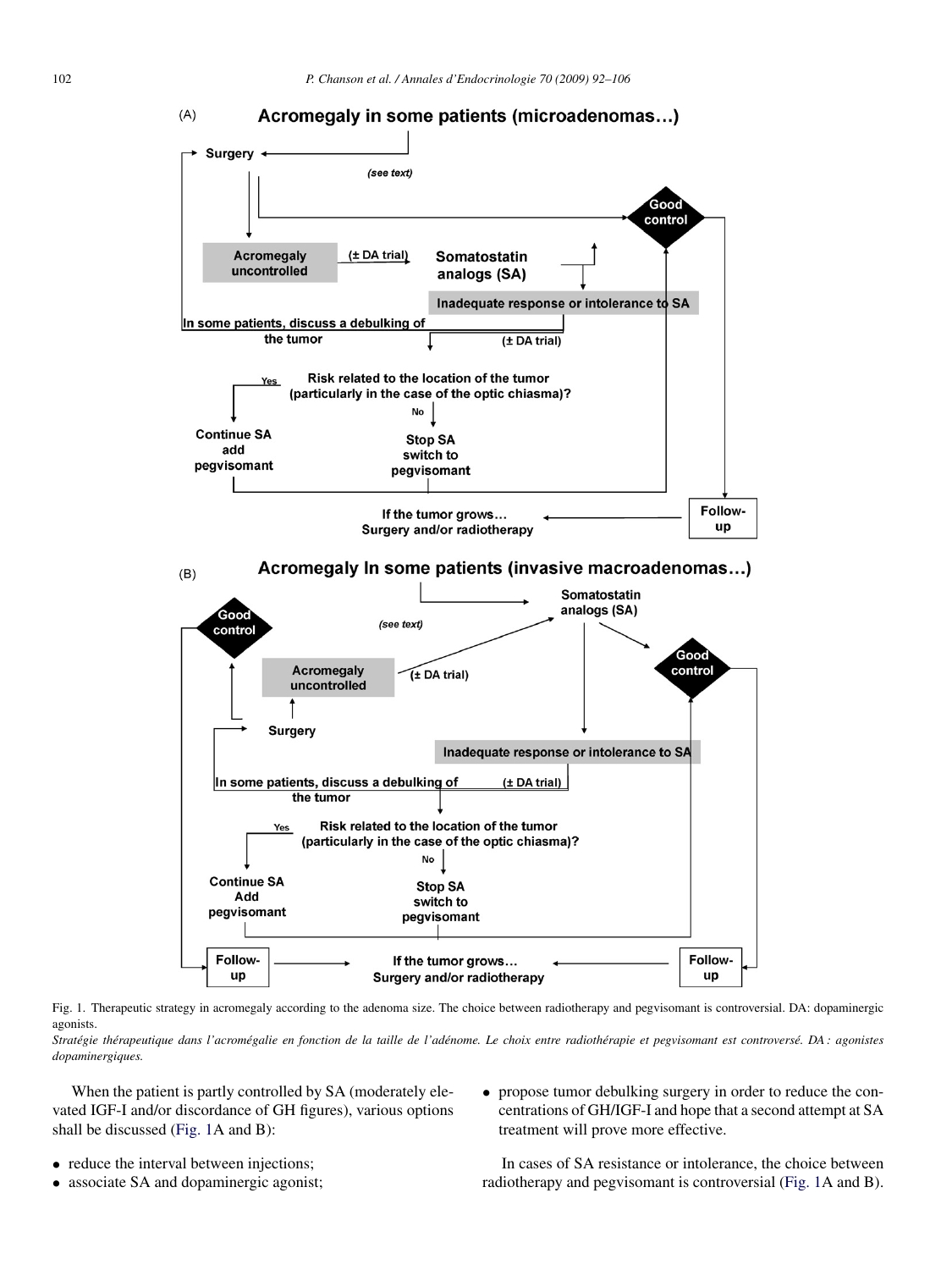(A) **Acromegaly in some patients (microadenomas…)**

Surgery

(see text)

Good control

Acromegaly uncontrolled

(± DA trial)

Somatostatin analogs (SA)

Inadequate response or intolerance to SA

In some patients, discuss a debulking of the tumor

(± DA trial)

Risk related to the location of the tumor (particularly in the case of the optic chiasma)?

Yes

No

Continue SA add pegvisomant

Stop SA switch to pegvisomant

If the tumor grows… Surgery and/or radiotherapy

Follow-up

(B) **Acromegaly In some patients (invasive macroadenomas…)**

Somatostatin analogs (SA)

Good control

(see text)

Good control

Acromegaly uncontrolled

(± DA trial)

Surgery

Inadequate response or intolerance to SA

In some patients, discuss a debulking of the tumor

(± DA trial)

Risk related to the location of the tumor (particularly in the case of the optic chiasma)?

Yes

No

Continue SA Add pegvisomant

Stop SA switch to pegvisomant

Follow-up

If the tumor grows… Surgery and/or radiotherapy

Follow-up

Fig. 1. Therapeutic strategy in acromegaly according to the adenoma size. The choice between radiotherapy and pegvisomant is controversial. DA: dopaminergic agonists.

*Stratégie thérapeutique dans l'acromégalie en fonction de la taille de l'adénome. Le choix entre radiothérapie et pegvisomant est controversé. DA : agonistes dopaminergiques.*

When the patient is partly controlled by SA (moderately elevated IGF-I and/or discordance of GH figures), various options shall be discussed (Fig. 1A and B):

- reduce the interval between injections;
- associate SA and dopaminergic agonist;
- propose tumor debulking surgery in order to reduce the concentrations of GH/IGF-I and hope that a second attempt at SA treatment will prove more effective.

In cases of SA resistance or intolerance, the choice between radiotherapy and pegvisomant is controversial (Fig. 1A and B).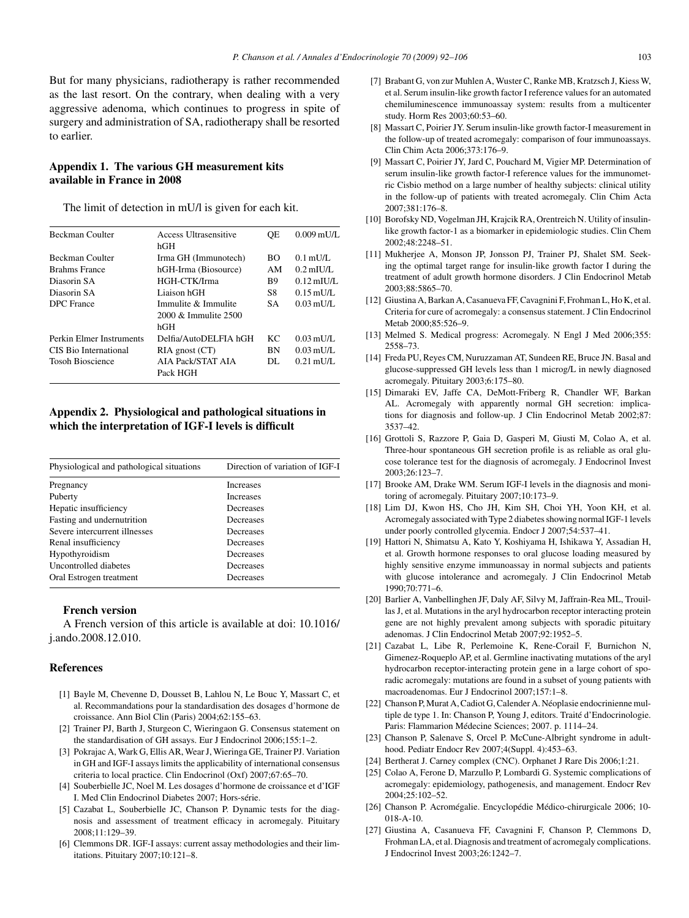But for many physicians, radiotherapy is rather recommended as the last resort. On the contrary, when dealing with a very aggressive adenoma, which continues to progress in spite of surgery and administration of SA, radiotherapy shall be resorted to earlier.

## Appendix 1. The various GH measurement kits available in France in 2008

The limit of detection in mU/l is given for each kit.

| | | | |
|---|---|---|---|
| Beckman Coulter | Access Ultrasensitive hGH | QE | 0.009 mU/L |
| Beckman Coulter | Irma GH (Immunotech) | BO | 0.1 mU/L |
| Brahms France | hGH-Irma (Biosource) | AM | 0.2 mIU/L |
| Diasorin SA | HGH-CTK/Irma | B9 | 0.12 mIU/L |
| Diasorin SA | Liaison hGH | S8 | 0.15 mU/L |
| DPC France | Immulite & Immulite 2000 & Immulite 2500 hGH | SA | 0.03 mU/L |
| Perkin Elmer Instruments | Delfia/AutoDELFIA hGH | KC | 0.03 mU/L |
| CIS Bio International | RIA gnost (CT) | BN | 0.03 mU/L |
| Tosoh Bioscience | AIA Pack/STAT AIA Pack HGH | DL | 0.21 mU/L |

## Appendix 2. Physiological and pathological situations in which the interpretation of IGF-I levels is difficult

| Physiological and pathological situations | Direction of variation of IGF-I |
|---|---|
| Pregnancy | Increases |
| Puberty | Increases |
| Hepatic insufficiency | Decreases |
| Fasting and undernutrition | Decreases |
| Severe intercurrent illnesses | Decreases |
| Renal insufficiency | Decreases |
| Hypothyroidism | Decreases |
| Uncontrolled diabetes | Decreases |
| Oral Estrogen treatment | Decreases |

### French version

A French version of this article is available at doi: 10.1016/j.ando.2008.12.010.

## References

[1] Bayle M, Chevenne D, Dousset B, Lahlou N, Le Bouc Y, Massart C, et al. Recommandations pour la standardisation des dosages d'hormone de croissance. Ann Biol Clin (Paris) 2004;62:155–63.

[2] Trainer PJ, Barth J, Sturgeon C, Wieringaon G. Consensus statement on the standardisation of GH assays. Eur J Endocrinol 2006;155:1–2.

[3] Pokrajac A, Wark G, Ellis AR, Wear J, Wieringa GE, Trainer PJ. Variation in GH and IGF-I assays limits the applicability of international consensus criteria to local practice. Clin Endocrinol (Oxf) 2007;67:65–70.

[4] Souberbielle JC, Noel M. Les dosages d'hormone de croissance et d'IGF I. Med Clin Endocrinol Diabetes 2007; Hors-série.

[5] Cazabat L, Souberbielle JC, Chanson P. Dynamic tests for the diagnosis and assessment of treatment efficacy in acromegaly. Pituitary 2008;11:129–39.

[6] Clemmons DR. IGF-I assays: current assay methodologies and their limitations. Pituitary 2007;10:121–8.

[7] Brabant G, von zur Muhlen A, Wuster C, Ranke MB, Kratzsch J, Kiess W, et al. Serum insulin-like growth factor I reference values for an automated chemiluminescence immunoassay system: results from a multicenter study. Horm Res 2003;60:53–60.

[8] Massart C, Poirier JY. Serum insulin-like growth factor-I measurement in the follow-up of treated acromegaly: comparison of four immunoassays. Clin Chim Acta 2006;373:176–9.

[9] Massart C, Poirier JY, Jard C, Pouchard M, Vigier MP. Determination of serum insulin-like growth factor-I reference values for the immunometric Cisbio method on a large number of healthy subjects: clinical utility in the follow-up of patients with treated acromegaly. Clin Chim Acta 2007;381:176–8.

[10] Borofsky ND, Vogelman JH, Krajcik RA, Orentreich N. Utility of insulin-like growth factor-1 as a biomarker in epidemiologic studies. Clin Chem 2002;48:2248–51.

[11] Mukherjee A, Monson JP, Jonsson PJ, Trainer PJ, Shalet SM. Seeking the optimal target range for insulin-like growth factor I during the treatment of adult growth hormone disorders. J Clin Endocrinol Metab 2003;88:5865–70.

[12] Giustina A, Barkan A, Casanueva FF, Cavagnini F, Frohman L, Ho K, et al. Criteria for cure of acromegaly: a consensus statement. J Clin Endocrinol Metab 2000;85:526–9.

[13] Melmed S. Medical progress: Acromegaly. N Engl J Med 2006;355: 2558–73.

[14] Freda PU, Reyes CM, Nuruzzaman AT, Sundeen RE, Bruce JN. Basal and glucose-suppressed GH levels less than 1 microg/L in newly diagnosed acromegaly. Pituitary 2003;6:175–80.

[15] Dimaraki EV, Jaffe CA, DeMott-Friberg R, Chandler WF, Barkan AL. Acromegaly with apparently normal GH secretion: implications for diagnosis and follow-up. J Clin Endocrinol Metab 2002;87: 3537–42.

[16] Grottoli S, Razzore P, Gaia D, Gasperi M, Giusti M, Colao A, et al. Three-hour spontaneous GH secretion profile is as reliable as oral glucose tolerance test for the diagnosis of acromegaly. J Endocrinol Invest 2003;26:123–7.

[17] Brooke AM, Drake WM. Serum IGF-I levels in the diagnosis and monitoring of acromegaly. Pituitary 2007;10:173–9.

[18] Lim DJ, Kwon HS, Cho JH, Kim SH, Choi YH, Yoon KH, et al. Acromegaly associated with Type 2 diabetes showing normal IGF-1 levels under poorly controlled glycemia. Endocr J 2007;54:537–41.

[19] Hattori N, Shimatsu A, Kato Y, Koshiyama H, Ishikawa Y, Assadian H, et al. Growth hormone responses to oral glucose loading measured by highly sensitive enzyme immunoassay in normal subjects and patients with glucose intolerance and acromegaly. J Clin Endocrinol Metab 1990;70:771–6.

[20] Barlier A, Vanbellinghen JF, Daly AF, Silvy M, Jaffrain-Rea ML, Trouillas J, et al. Mutations in the aryl hydrocarbon receptor interacting protein gene are not highly prevalent among subjects with sporadic pituitary adenomas. J Clin Endocrinol Metab 2007;92:1952–5.

[21] Cazabat L, Libe R, Perlemoine K, Rene-Corail F, Burnichon N, Gimenez-Roqueplo AP, et al. Germline inactivating mutations of the aryl hydrocarbon receptor-interacting protein gene in a large cohort of sporadic acromegaly: mutations are found in a subset of young patients with macroadenomas. Eur J Endocrinol 2007;157:1–8.

[22] Chanson P, Murat A, Cadiot G, Calender A. Néoplasie endocrinienne multiple de type 1. In: Chanson P, Young J, editors. Traité d'Endocrinologie. Paris: Flammarion Médecine Sciences; 2007. p. 1114–24.

[23] Chanson P, Salenave S, Orcel P. McCune-Albright syndrome in adulthood. Pediatr Endocr Rev 2007;4(Suppl. 4):453–63.

[24] Bertherat J. Carney complex (CNC). Orphanet J Rare Dis 2006;1:21.

[25] Colao A, Ferone D, Marzullo P, Lombardi G. Systemic complications of acromegaly: epidemiology, pathogenesis, and management. Endocr Rev 2004;25:102–52.

[26] Chanson P. Acromégalie. Encyclopédie Médico-chirurgicale 2006; 10-018-A-10.

[27] Giustina A, Casanueva FF, Cavagnini F, Chanson P, Clemmons D, Frohman LA, et al. Diagnosis and treatment of acromegaly complications. J Endocrinol Invest 2003;26:1242–7.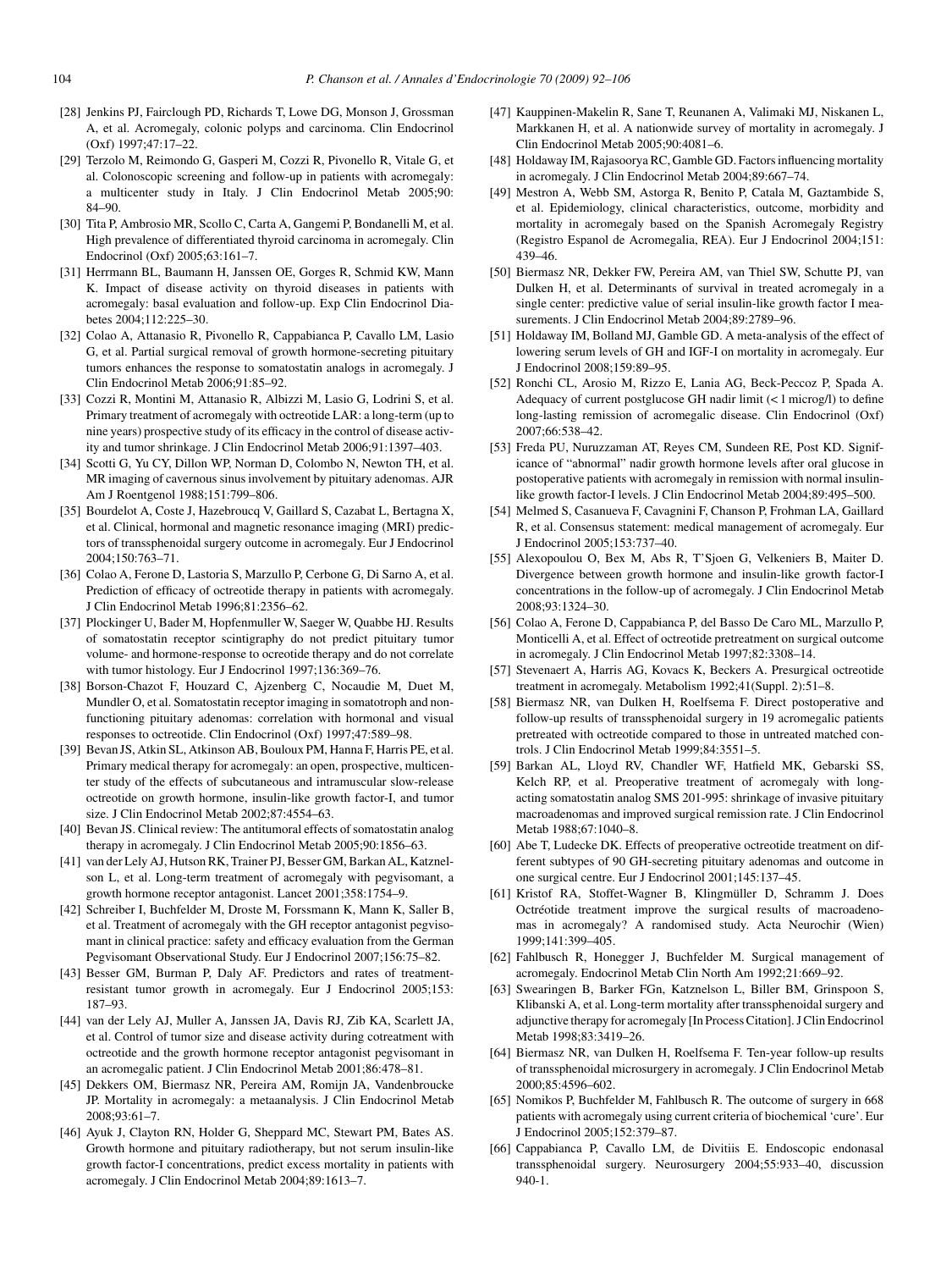[28] Jenkins PJ, Fairclough PD, Richards T, Lowe DG, Monson J, Grossman A, et al. Acromegaly, colonic polyps and carcinoma. Clin Endocrinol (Oxf) 1997;47:17–22.

[29] Terzolo M, Reimondo G, Gasperi M, Cozzi R, Pivonello R, Vitale G, et al. Colonoscopic screening and follow-up in patients with acromegaly: a multicenter study in Italy. J Clin Endocrinol Metab 2005;90: 84–90.

[30] Tita P, Ambrosio MR, Scollo C, Carta A, Gangemi P, Bondanelli M, et al. High prevalence of differentiated thyroid carcinoma in acromegaly. Clin Endocrinol (Oxf) 2005;63:161–7.

[31] Herrmann BL, Baumann H, Janssen OE, Gorges R, Schmid KW, Mann K. Impact of disease activity on thyroid diseases in patients with acromegaly: basal evaluation and follow-up. Exp Clin Endocrinol Diabetes 2004;112:225–30.

[32] Colao A, Attanasio R, Pivonello R, Cappabianca P, Cavallo LM, Lasio G, et al. Partial surgical removal of growth hormone-secreting pituitary tumors enhances the response to somatostatin analogs in acromegaly. J Clin Endocrinol Metab 2006;91:85–92.

[33] Cozzi R, Montini M, Attanasio R, Albizzi M, Lasio G, Lodrini S, et al. Primary treatment of acromegaly with octreotide LAR: a long-term (up to nine years) prospective study of its efficacy in the control of disease activity and tumor shrinkage. J Clin Endocrinol Metab 2006;91:1397–403.

[34] Scotti G, Yu CY, Dillon WP, Norman D, Colombo N, Newton TH, et al. MR imaging of cavernous sinus involvement by pituitary adenomas. AJR Am J Roentgenol 1988;151:799–806.

[35] Bourdelot A, Coste J, Hazebroucq V, Gaillard S, Cazabat L, Bertagna X, et al. Clinical, hormonal and magnetic resonance imaging (MRI) predictors of transsphenoidal surgery outcome in acromegaly. Eur J Endocrinol 2004;150:763–71.

[36] Colao A, Ferone D, Lastoria S, Marzullo P, Cerbone G, Di Sarno A, et al. Prediction of efficacy of octreotide therapy in patients with acromegaly. J Clin Endocrinol Metab 1996;81:2356–62.

[37] Plockinger U, Bader M, Hopfenmuller W, Saeger W, Quabbe HJ. Results of somatostatin receptor scintigraphy do not predict pituitary tumor volume- and hormone-response to ocreotide therapy and do not correlate with tumor histology. Eur J Endocrinol 1997;136:369–76.

[38] Borson-Chazot F, Houzard C, Ajzenberg C, Nocaudie M, Duet M, Mundler O, et al. Somatostatin receptor imaging in somatotroph and nonfunctioning pituitary adenomas: correlation with hormonal and visual responses to octreotide. Clin Endocrinol (Oxf) 1997;47:589–98.

[39] Bevan JS, Atkin SL, Atkinson AB, Bouloux PM, Hanna F, Harris PE, et al. Primary medical therapy for acromegaly: an open, prospective, multicenter study of the effects of subcutaneous and intramuscular slow-release octreotide on growth hormone, insulin-like growth factor-I, and tumor size. J Clin Endocrinol Metab 2002;87:4554–63.

[40] Bevan JS. Clinical review: The antitumoral effects of somatostatin analog therapy in acromegaly. J Clin Endocrinol Metab 2005;90:1856–63.

[41] van der Lely AJ, Hutson RK, Trainer PJ, Besser GM, Barkan AL, Katznelson L, et al. Long-term treatment of acromegaly with pegvisomant, a growth hormone receptor antagonist. Lancet 2001;358:1754–9.

[42] Schreiber I, Buchfelder M, Droste M, Forssmann K, Mann K, Saller B, et al. Treatment of acromegaly with the GH receptor antagonist pegvisomant in clinical practice: safety and efficacy evaluation from the German Pegvisomant Observational Study. Eur J Endocrinol 2007;156:75–82.

[43] Besser GM, Burman P, Daly AF. Predictors and rates of treatment-resistant tumor growth in acromegaly. Eur J Endocrinol 2005;153: 187–93.

[44] van der Lely AJ, Muller A, Janssen JA, Davis RJ, Zib KA, Scarlett JA, et al. Control of tumor size and disease activity during cotreatment with octreotide and the growth hormone receptor antagonist pegvisomant in an acromegalic patient. J Clin Endocrinol Metab 2001;86:478–81.

[45] Dekkers OM, Biermasz NR, Pereira AM, Romijn JA, Vandenbroucke JP. Mortality in acromegaly: a metaanalysis. J Clin Endocrinol Metab 2008;93:61–7.

[46] Ayuk J, Clayton RN, Holder G, Sheppard MC, Stewart PM, Bates AS. Growth hormone and pituitary radiotherapy, but not serum insulin-like growth factor-I concentrations, predict excess mortality in patients with acromegaly. J Clin Endocrinol Metab 2004;89:1613–7.

[47] Kauppinen-Makelin R, Sane T, Reunanen A, Valimaki MJ, Niskanen L, Markkanen H, et al. A nationwide survey of mortality in acromegaly. J Clin Endocrinol Metab 2005;90:4081–6.

[48] Holdaway IM, Rajasoorya RC, Gamble GD. Factors influencing mortality in acromegaly. J Clin Endocrinol Metab 2004;89:667–74.

[49] Mestron A, Webb SM, Astorga R, Benito P, Catala M, Gaztambide S, et al. Epidemiology, clinical characteristics, outcome, morbidity and mortality in acromegaly based on the Spanish Acromegaly Registry (Registro Espanol de Acromegalia, REA). Eur J Endocrinol 2004;151: 439–46.

[50] Biermasz NR, Dekker FW, Pereira AM, van Thiel SW, Schutte PJ, van Dulken H, et al. Determinants of survival in treated acromegaly in a single center: predictive value of serial insulin-like growth factor I measurements. J Clin Endocrinol Metab 2004;89:2789–96.

[51] Holdaway IM, Bolland MJ, Gamble GD. A meta-analysis of the effect of lowering serum levels of GH and IGF-I on mortality in acromegaly. Eur J Endocrinol 2008;159:89–95.

[52] Ronchi CL, Arosio M, Rizzo E, Lania AG, Beck-Peccoz P, Spada A. Adequacy of current postglucose GH nadir limit (< 1 microg/l) to define long-lasting remission of acromegalic disease. Clin Endocrinol (Oxf) 2007;66:538–42.

[53] Freda PU, Nuruzzaman AT, Reyes CM, Sundeen RE, Post KD. Significance of "abnormal" nadir growth hormone levels after oral glucose in postoperative patients with acromegaly in remission with normal insulin-like growth factor-I levels. J Clin Endocrinol Metab 2004;89:495–500.

[54] Melmed S, Casanueva F, Cavagnini F, Chanson P, Frohman LA, Gaillard R, et al. Consensus statement: medical management of acromegaly. Eur J Endocrinol 2005;153:737–40.

[55] Alexopoulou O, Bex M, Abs R, T'Sjoen G, Velkeniers B, Maiter D. Divergence between growth hormone and insulin-like growth factor-I concentrations in the follow-up of acromegaly. J Clin Endocrinol Metab 2008;93:1324–30.

[56] Colao A, Ferone D, Cappabianca P, del Basso De Caro ML, Marzullo P, Monticelli A, et al. Effect of octreotide pretreatment on surgical outcome in acromegaly. J Clin Endocrinol Metab 1997;82:3308–14.

[57] Stevenaert A, Harris AG, Kovacs K, Beckers A. Presurgical octreotide treatment in acromegaly. Metabolism 1992;41(Suppl. 2):51–8.

[58] Biermasz NR, van Dulken H, Roelfsema F. Direct postoperative and follow-up results of transsphenoidal surgery in 19 acromegalic patients pretreated with octreotide compared to those in untreated matched controls. J Clin Endocrinol Metab 1999;84:3551–5.

[59] Barkan AL, Lloyd RV, Chandler WF, Hatfield MK, Gebarski SS, Kelch RP, et al. Preoperative treatment of acromegaly with long-acting somatostatin analog SMS 201-995: shrinkage of invasive pituitary macroadenomas and improved surgical remission rate. J Clin Endocrinol Metab 1988;67:1040–8.

[60] Abe T, Ludecke DK. Effects of preoperative octreotide treatment on different subtypes of 90 GH-secreting pituitary adenomas and outcome in one surgical centre. Eur J Endocrinol 2001;145:137–45.

[61] Kristof RA, Stoffel-Wagner B, Klingmüller D, Schramm J. Does Octréotide treatment improve the surgical results of macroadenomas in acromegaly? A randomised study. Acta Neurochir (Wien) 1999;141:399–405.

[62] Fahlbusch R, Honegger J, Buchfelder M. Surgical management of acromegaly. Endocrinol Metab Clin North Am 1992;21:669–92.

[63] Swearingen B, Barker FGn, Katznelson L, Biller BM, Grinspoon S, Klibanski A, et al. Long-term mortality after transsphenoidal surgery and adjunctive therapy for acromegaly [In Process Citation]. J Clin Endocrinol Metab 1998;83:3419–26.

[64] Biermasz NR, van Dulken H, Roelfsema F. Ten-year follow-up results of transsphenoidal microsurgery in acromegaly. J Clin Endocrinol Metab 2000;85:4596–602.

[65] Nomikos P, Buchfelder M, Fahlbusch R. The outcome of surgery in 668 patients with acromegaly using current criteria of biochemical 'cure'. Eur J Endocrinol 2005;152:379–87.

[66] Cappabianca P, Cavallo LM, de Divitiis E. Endoscopic endonasal transsphenoidal surgery. Neurosurgery 2004;55:933–40, discussion 940-1.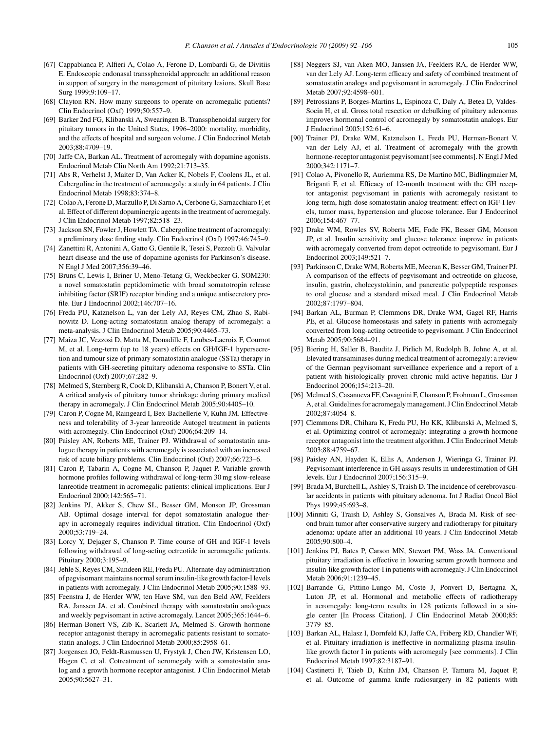[67] Cappabianca P, Alfieri A, Colao A, Ferone D, Lombardi G, de Divitiis E. Endoscopic endonasal transsphenoidal approach: an additional reason in support of surgery in the management of pituitary lesions. Skull Base Surg 1999;9:109–17.

[68] Clayton RN. How many surgeons to operate on acromegalic patients? Clin Endocrinol (Oxf) 1999;50:557–9.

[69] Barker 2nd FG, Klibanski A, Swearingen B. Transsphenoidal surgery for pituitary tumors in the United States, 1996–2000: mortality, morbidity, and the effects of hospital and surgeon volume. J Clin Endocrinol Metab 2003;88:4709–19.

[70] Jaffe CA, Barkan AL. Treatment of acromegaly with dopamine agonists. Endocrinol Metab Clin North Am 1992;21:713–35.

[71] Abs R, Verhelst J, Maiter D, Van Acker K, Nobels F, Coolens JL, et al. Cabergoline in the treatment of acromegaly: a study in 64 patients. J Clin Endocrinol Metab 1998;83:374–8.

[72] Colao A, Ferone D, Marzullo P, Di Sarno A, Cerbone G, Sarnacchiaro F, et al. Effect of different dopaminergic agents in the treatment of acromegaly. J Clin Endocrinol Metab 1997;82:518–23.

[73] Jackson SN, Fowler J, Howlett TA. Cabergoline treatment of acromegaly: a preliminary dose finding study. Clin Endocrinol (Oxf) 1997;46:745–9.

[74] Zanettini R, Antonini A, Gatto G, Gentile R, Tesei S, Pezzoli G. Valvular heart disease and the use of dopamine agonists for Parkinson's disease. N Engl J Med 2007;356:39–46.

[75] Bruns C, Lewis I, Briner U, Meno-Tetang G, Weckbecker G. SOM230: a novel somatostatin peptidomimetic with broad somatotropin release inhibiting factor (SRIF) receptor binding and a unique antisecretory profile. Eur J Endocrinol 2002;146:707–16.

[76] Freda PU, Katznelson L, van der Lely AJ, Reyes CM, Zhao S, Rabinowitz D. Long-acting somatostatin analog therapy of acromegaly: a meta-analysis. J Clin Endocrinol Metab 2005;90:4465–73.

[77] Maiza JC, Vezzosi D, Matta M, Donadille F, Loubes-Lacroix F, Cournot M, et al. Long-term (up to 18 years) effects on GH/IGF-1 hypersecretion and tumour size of primary somatostatin analogue (SSTa) therapy in patients with GH-secreting pituitary adenoma responsive to SSTa. Clin Endocrinol (Oxf) 2007;67:282–9.

[78] Melmed S, Sternberg R, Cook D, Klibanski A, Chanson P, Bonert V, et al. A critical analysis of pituitary tumor shrinkage during primary medical therapy in acromegaly. J Clin Endocrinol Metab 2005;90:4405–10.

[79] Caron P, Cogne M, Raingeard I, Bex-Bachellerie V, Kuhn JM. Effectiveness and tolerability of 3-year lanreotide Autogel treatment in patients with acromegaly. Clin Endocrinol (Oxf) 2006;64:209–14.

[80] Paisley AN, Roberts ME, Trainer PJ. Withdrawal of somatostatin analogue therapy in patients with acromegaly is associated with an increased risk of acute biliary problems. Clin Endocrinol (Oxf) 2007;66:723–6.

[81] Caron P, Tabarin A, Cogne M, Chanson P, Jaquet P. Variable growth hormone profiles following withdrawal of long-term 30 mg slow-release lanreotide treatment in acromegalic patients: clinical implications. Eur J Endocrinol 2000;142:565–71.

[82] Jenkins PJ, Akker S, Chew SL, Besser GM, Monson JP, Grossman AB. Optimal dosage interval for depot somatostatin analogue therapy in acromegaly requires individual titration. Clin Endocrinol (Oxf) 2000;53:719–24.

[83] Lorcy Y, Dejager S, Chanson P. Time course of GH and IGF-1 levels following withdrawal of long-acting octreotide in acromegalic patients. Pituitary 2000;3:195–9.

[84] Jehle S, Reyes CM, Sundeen RE, Freda PU. Alternate-day administration of pegvisomant maintains normal serum insulin-like growth factor-I levels in patients with acromegaly. J Clin Endocrinol Metab 2005;90:1588–93.

[85] Feenstra J, de Herder WW, ten Have SM, van den Beld AW, Feelders RA, Janssen JA, et al. Combined therapy with somatostatin analogues and weekly pegvisomant in active acromegaly. Lancet 2005;365:1644–6.

[86] Herman-Bonert VS, Zib K, Scarlett JA, Melmed S. Growth hormone receptor antagonist therapy in acromegalic patients resistant to somatostatin analogs. J Clin Endocrinol Metab 2000;85:2958–61.

[87] Jorgensen JO, Feldt-Rasmussen U, Frystyk J, Chen JW, Kristensen LO, Hagen C, et al. Cotreatment of acromegaly with a somatostatin analog and a growth hormone receptor antagonist. J Clin Endocrinol Metab 2005;90:5627–31.

[88] Neggers SJ, van Aken MO, Janssen JA, Feelders RA, de Herder WW, van der Lely AJ. Long-term efficacy and safety of combined treatment of somatostatin analogs and pegvisomant in acromegaly. J Clin Endocrinol Metab 2007;92:4598–601.

[89] Petrossians P, Borges-Martins L, Espinoza C, Daly A, Betea D, Valdes-Socin H, et al. Gross total resection or debulking of pituitary adenomas improves hormonal control of acromegaly by somatostatin analogs. Eur J Endocrinol 2005;152:61–6.

[90] Trainer PJ, Drake WM, Katznelson L, Freda PU, Herman-Bonert V, van der Lely AJ, et al. Treatment of acromegaly with the growth hormone-receptor antagonist pegvisomant [see comments]. N Engl J Med 2000;342:1171–7.

[91] Colao A, Pivonello R, Auriemma RS, De Martino MC, Bidlingmaier M, Briganti F, et al. Efficacy of 12-month treatment with the GH receptor antagonist pegvisomant in patients with acromegaly resistant to long-term, high-dose somatostatin analog treatment: effect on IGF-I levels, tumor mass, hypertension and glucose tolerance. Eur J Endocrinol 2006;154:467–77.

[92] Drake WM, Rowles SV, Roberts ME, Fode FK, Besser GM, Monson JP, et al. Insulin sensitivity and glucose tolerance improve in patients with acromegaly converted from depot octreotide to pegvisomant. Eur J Endocrinol 2003;149:521–7.

[93] Parkinson C, Drake WM, Roberts ME, Meeran K, Besser GM, Trainer PJ. A comparison of the effects of pegvisomant and octreotide on glucose, insulin, gastrin, cholecystokinin, and pancreatic polypeptide responses to oral glucose and a standard mixed meal. J Clin Endocrinol Metab 2002;87:1797–804.

[94] Barkan AL, Burman P, Clemmons DR, Drake WM, Gagel RF, Harris PE, et al. Glucose homeostasis and safety in patients with acromegaly converted from long-acting octreotide to pegvisomant. J Clin Endocrinol Metab 2005;90:5684–91.

[95] Biering H, Saller B, Bauditz J, Pirlich M, Rudolph B, Johne A, et al. Elevated transaminases during medical treatment of acromegaly: a review of the German pegvisomant surveillance experience and a report of a patient with histologically proven chronic mild active hepatitis. Eur J Endocrinol 2006;154:213–20.

[96] Melmed S, Casanueva FF, Cavagnini F, Chanson P, Frohman L, Grossman A, et al. Guidelines for acromegaly management. J Clin Endocrinol Metab 2002;87:4054–8.

[97] Clemmons DR, Chihara K, Freda PU, Ho KK, Klibanski A, Melmed S, et al. Optimizing control of acromegaly: integrating a growth hormone receptor antagonist into the treatment algorithm. J Clin Endocrinol Metab 2003;88:4759–67.

[98] Paisley AN, Hayden K, Ellis A, Anderson J, Wieringa G, Trainer PJ. Pegvisomant interference in GH assays results in underestimation of GH levels. Eur J Endocrinol 2007;156:315–9.

[99] Brada M, Burchell L, Ashley S, Traish D. The incidence of cerebrovascular accidents in patients with pituitary adenoma. Int J Radiat Oncol Biol Phys 1999;45:693–8.

[100] Minniti G, Traish D, Ashley S, Gonsalves A, Brada M. Risk of second brain tumor after conservative surgery and radiotherapy for pituitary adenoma: update after an additional 10 years. J Clin Endocrinol Metab 2005;90:800–4.

[101] Jenkins PJ, Bates P, Carson MN, Stewart PM, Wass JA. Conventional pituitary irradiation is effective in lowering serum growth hormone and insulin-like growth factor-I in patients with acromegaly. J Clin Endocrinol Metab 2006;91:1239–45.

[102] Barrande G, Pittino-Lungo M, Coste J, Ponvert D, Bertagna X, Luton JP, et al. Hormonal and metabolic effects of radiotherapy in acromegaly: long-term results in 128 patients followed in a single center [In Process Citation]. J Clin Endocrinol Metab 2000;85:3779–85.

[103] Barkan AL, Halasz I, Dornfeld KJ, Jaffe CA, Friberg RD, Chandler WF, et al. Pituitary irradiation is ineffective in normalizing plasma insulin-like growth factor I in patients with acromegaly [see comments]. J Clin Endocrinol Metab 1997;82:3187–91.

[104] Castinetti F, Taieb D, Kuhn JM, Chanson P, Tamura M, Jaquet P, et al. Outcome of gamma knife radiosurgery in 82 patients with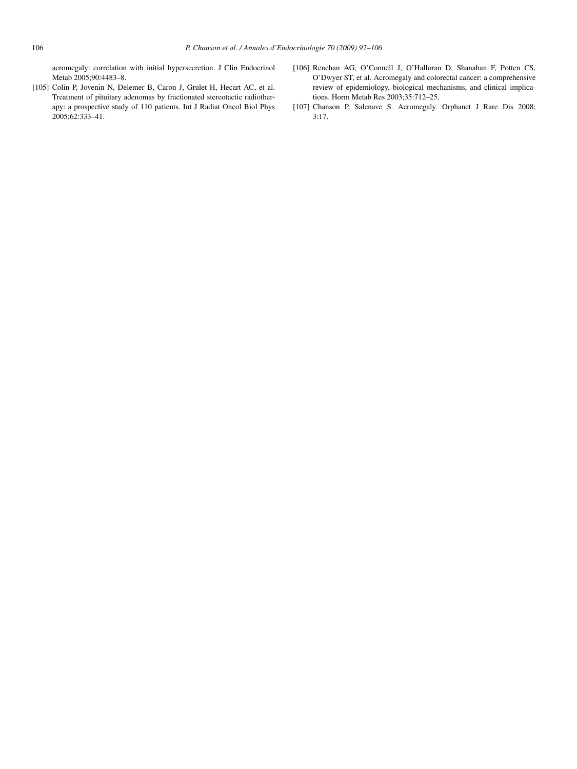acromegaly: correlation with initial hypersecretion. J Clin Endocrinol Metab 2005;90:4483–8.

[105] Colin P, Jovenin N, Delemer B, Caron J, Grulet H, Hecart AC, et al. Treatment of pituitary adenomas by fractionated stereotactic radiotherapy: a prospective study of 110 patients. Int J Radiat Oncol Biol Phys 2005;62:333–41.

[106] Renehan AG, O'Connell J, O'Halloran D, Shanahan F, Potten CS, O'Dwyer ST, et al. Acromegaly and colorectal cancer: a comprehensive review of epidemiology, biological mechanisms, and clinical implications. Horm Metab Res 2003;35:712–25.

[107] Chanson P, Salenave S. Acromegaly. Orphanet J Rare Dis 2008; 3:17.